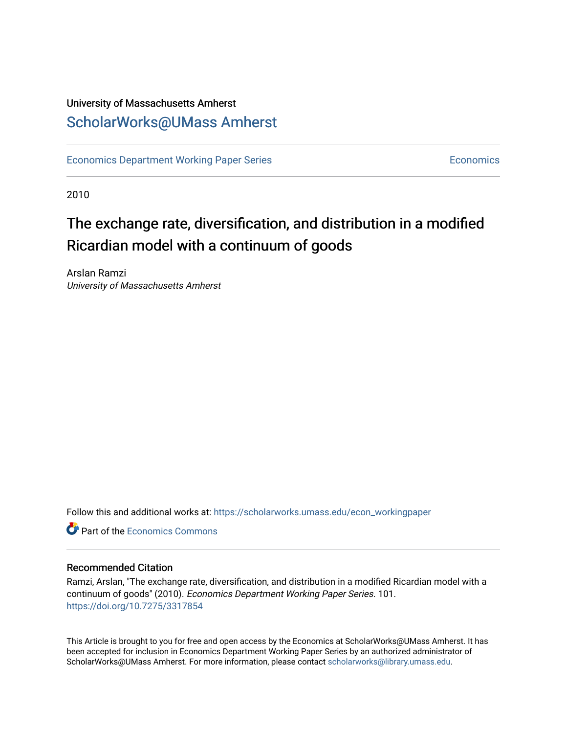University of Massachusetts Amherst

# ScholarWorks@UMass Amherst

Economics Department Working Paper Series | Economics

2010

# The exchange rate, diversification, and distribution in a modified Ricardian model with a continuum of goods

Arslan Ramzi

*University of Massachusetts Amherst*

Follow this and additional works at: https://scholarworks.umass.edu/econ_workingpaper

Part of the Economics Commons

## Recommended Citation

Ramzi, Arslan, "The exchange rate, diversification, and distribution in a modified Ricardian model with a continuum of goods" (2010). *Economics Department Working Paper Series*. 101.
https://doi.org/10.7275/3317854

This Article is brought to you for free and open access by the Economics at ScholarWorks@UMass Amherst. It has been accepted for inclusion in Economics Department Working Paper Series by an authorized administrator of ScholarWorks@UMass Amherst. For more information, please contact scholarworks@library.umass.edu.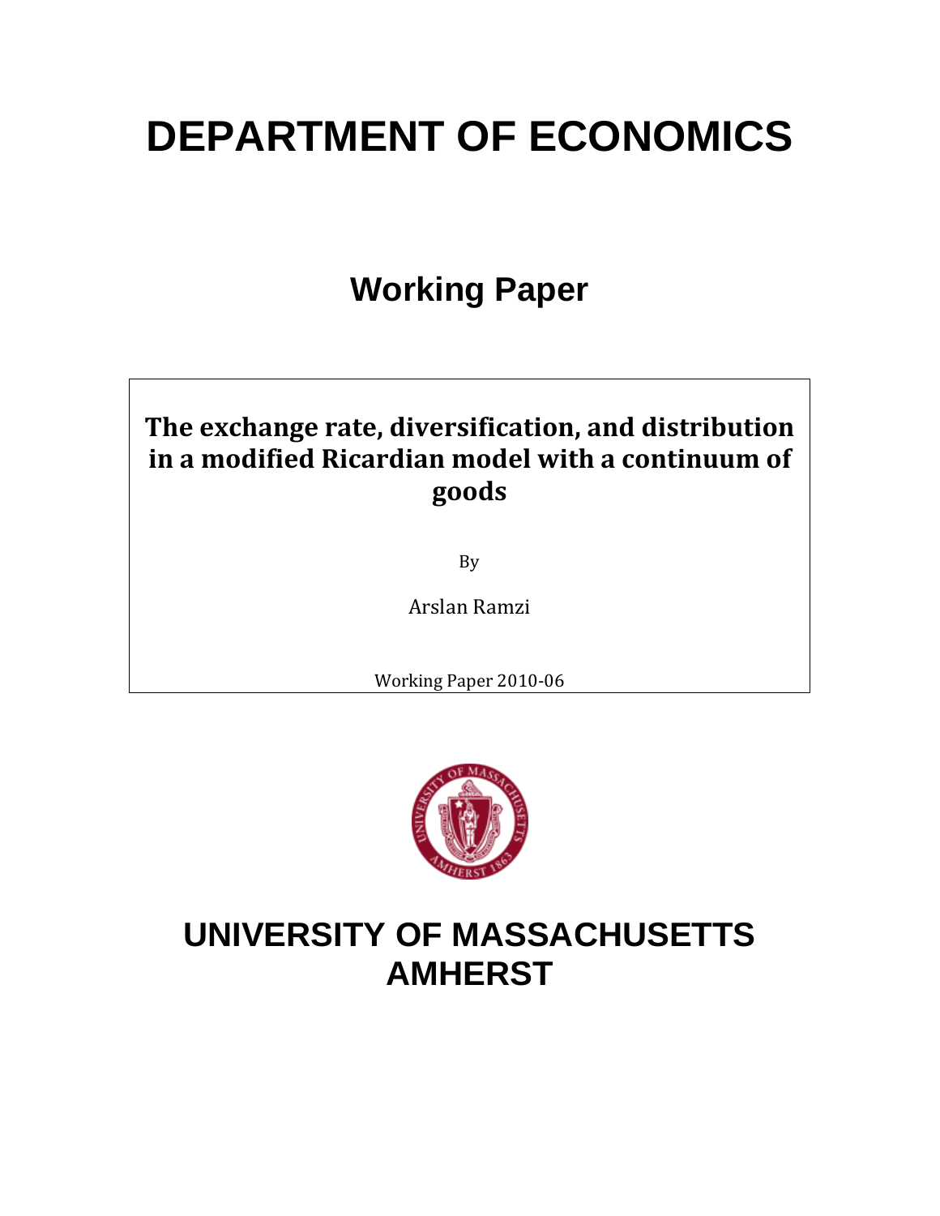# DEPARTMENT OF ECONOMICS

## Working Paper

**The exchange rate, diversification, and distribution in a modified Ricardian model with a continuum of goods**

By

Arslan Ramzi

Working Paper 2010-06

# UNIVERSITY OF MASSACHUSETTS AMHERST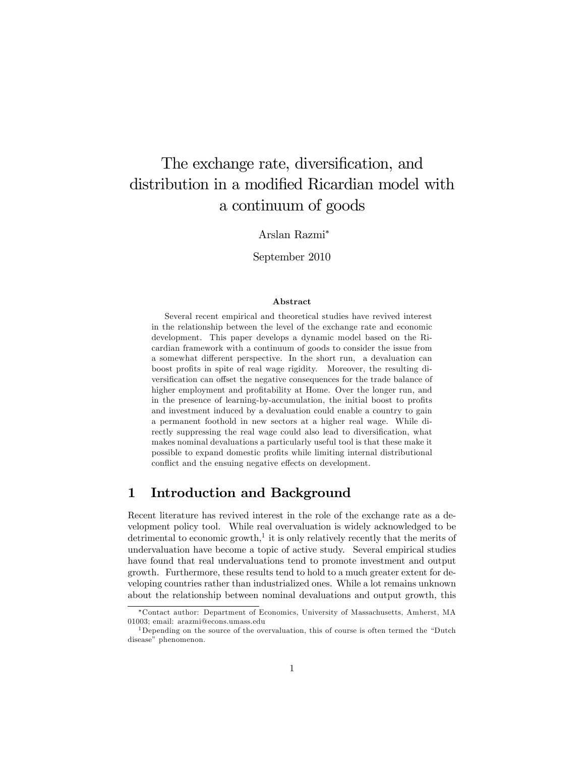#  The exchange rate, diversification, and distribution in a modified Ricardian model with a continuum of goods

Arslan Razmi*

September 2010

### Abstract

Several recent empirical and theoretical studies have revived interest in the relationship between the level of the exchange rate and economic development. This paper develops a dynamic model based on the Ricardian framework with a continuum of goods to consider the issue from a somewhat different perspective. In the short run, a devaluation can boost profits in spite of real wage rigidity. Moreover, the resulting diversification can offset the negative consequences for the trade balance of higher employment and profitability at Home. Over the longer run, and in the presence of learning-by-accumulation, the initial boost to profits and investment induced by a devaluation could enable a country to gain a permanent foothold in new sectors at a higher real wage. While directly suppressing the real wage could also lead to diversification, what makes nominal devaluations a particularly useful tool is that these make it possible to expand domestic profits while limiting internal distributional conflict and the ensuing negative effects on development.

## 1 Introduction and Background

Recent literature has revived interest in the role of the exchange rate as a development policy tool. While real overvaluation is widely acknowledged to be detrimental to economic growth,[1] it is only relatively recently that the merits of undervaluation have become a topic of active study. Several empirical studies have found that real undervaluations tend to promote investment and output growth. Furthermore, these results tend to hold to a much greater extent for developing countries rather than industrialized ones. While a lot remains unknown about the relationship between nominal devaluations and output growth, this

*Contact author: Department of Economics, University of Massachusetts, Amherst, MA 01003; email: arazmi@econs.umass.edu

[1] Depending on the source of the overvaluation, this of course is often termed the "Dutch disease" phenomenon.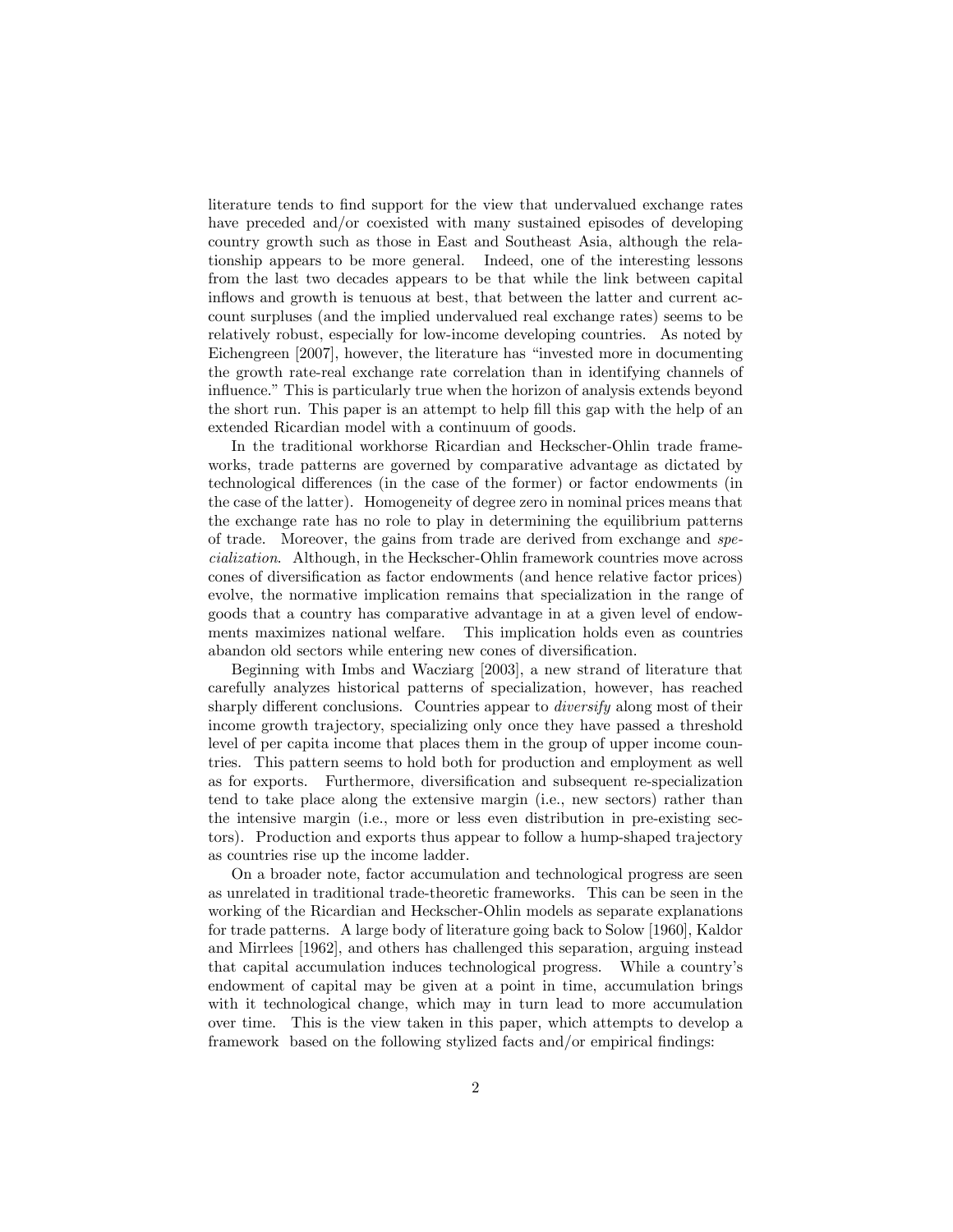literature tends to find support for the view that undervalued exchange rates have preceded and/or coexisted with many sustained episodes of developing country growth such as those in East and Southeast Asia, although the relationship appears to be more general. Indeed, one of the interesting lessons from the last two decades appears to be that while the link between capital inflows and growth is tenuous at best, that between the latter and current account surpluses (and the implied undervalued real exchange rates) seems to be relatively robust, especially for low-income developing countries. As noted by Eichengreen [2007], however, the literature has "invested more in documenting the growth rate-real exchange rate correlation than in identifying channels of influence." This is particularly true when the horizon of analysis extends beyond the short run. This paper is an attempt to help fill this gap with the help of an extended Ricardian model with a continuum of goods.

In the traditional workhorse Ricardian and Heckscher-Ohlin trade frameworks, trade patterns are governed by comparative advantage as dictated by technological differences (in the case of the former) or factor endowments (in the case of the latter). Homogeneity of degree zero in nominal prices means that the exchange rate has no role to play in determining the equilibrium patterns of trade. Moreover, the gains from trade are derived from exchange and *specialization*. Although, in the Heckscher-Ohlin framework countries move across cones of diversification as factor endowments (and hence relative factor prices) evolve, the normative implication remains that specialization in the range of goods that a country has comparative advantage in at a given level of endowments maximizes national welfare. This implication holds even as countries abandon old sectors while entering new cones of diversification.

Beginning with Imbs and Wacziarg [2003], a new strand of literature that carefully analyzes historical patterns of specialization, however, has reached sharply different conclusions. Countries appear to *diversify* along most of their income growth trajectory, specializing only once they have passed a threshold level of per capita income that places them in the group of upper income countries. This pattern seems to hold both for production and employment as well as for exports. Furthermore, diversification and subsequent re-specialization tend to take place along the extensive margin (i.e., new sectors) rather than the intensive margin (i.e., more or less even distribution in pre-existing sectors). Production and exports thus appear to follow a hump-shaped trajectory as countries rise up the income ladder.

On a broader note, factor accumulation and technological progress are seen as unrelated in traditional trade-theoretic frameworks. This can be seen in the working of the Ricardian and Heckscher-Ohlin models as separate explanations for trade patterns. A large body of literature going back to Solow [1960], Kaldor and Mirrlees [1962], and others has challenged this separation, arguing instead that capital accumulation induces technological progress. While a country's endowment of capital may be given at a point in time, accumulation brings with it technological change, which may in turn lead to more accumulation over time. This is the view taken in this paper, which attempts to develop a framework based on the following stylized facts and/or empirical findings: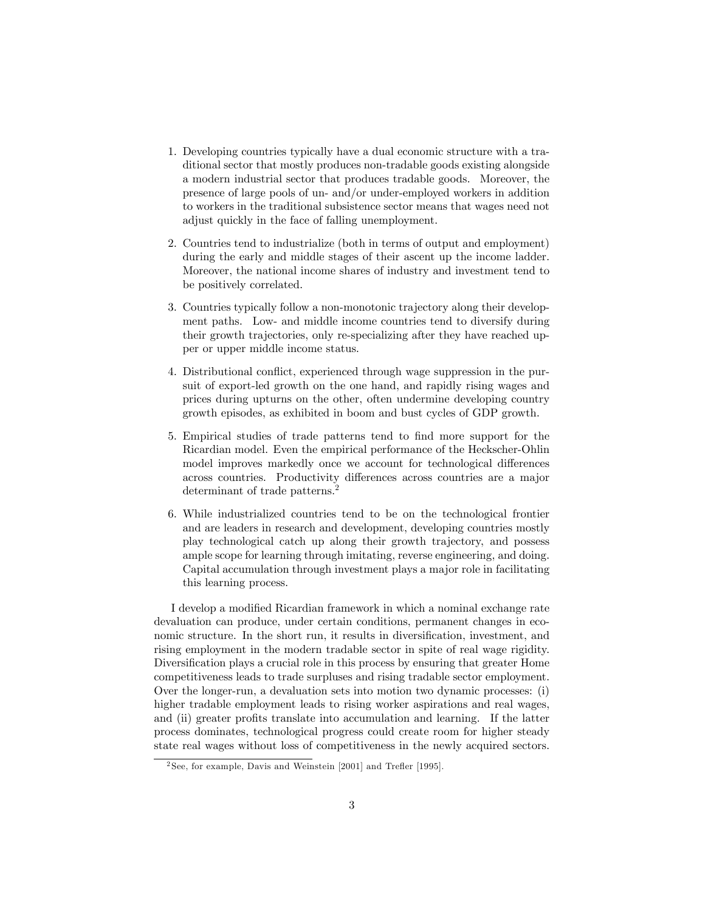1. Developing countries typically have a dual economic structure with a traditional sector that mostly produces non-tradable goods existing alongside a modern industrial sector that produces tradable goods. Moreover, the presence of large pools of un- and/or under-employed workers in addition to workers in the traditional subsistence sector means that wages need not adjust quickly in the face of falling unemployment.

2. Countries tend to industrialize (both in terms of output and employment) during the early and middle stages of their ascent up the income ladder. Moreover, the national income shares of industry and investment tend to be positively correlated.

3. Countries typically follow a non-monotonic trajectory along their development paths. Low- and middle income countries tend to diversify during their growth trajectories, only re-specializing after they have reached upper or upper middle income status.

4. Distributional conflict, experienced through wage suppression in the pursuit of export-led growth on the one hand, and rapidly rising wages and prices during upturns on the other, often undermine developing country growth episodes, as exhibited in boom and bust cycles of GDP growth.

5. Empirical studies of trade patterns tend to find more support for the Ricardian model. Even the empirical performance of the Heckscher-Ohlin model improves markedly once we account for technological differences across countries. Productivity differences across countries are a major determinant of trade patterns.[2]

6. While industrialized countries tend to be on the technological frontier and are leaders in research and development, developing countries mostly play technological catch up along their growth trajectory, and possess ample scope for learning through imitating, reverse engineering, and doing. Capital accumulation through investment plays a major role in facilitating this learning process.

I develop a modified Ricardian framework in which a nominal exchange rate devaluation can produce, under certain conditions, permanent changes in economic structure. In the short run, it results in diversification, investment, and rising employment in the modern tradable sector in spite of real wage rigidity. Diversification plays a crucial role in this process by ensuring that greater Home competitiveness leads to trade surpluses and rising tradable sector employment. Over the longer-run, a devaluation sets into motion two dynamic processes: (i) higher tradable employment leads to rising worker aspirations and real wages, and (ii) greater profits translate into accumulation and learning. If the latter process dominates, technological progress could create room for higher steady state real wages without loss of competitiveness in the newly acquired sectors.

[2] See, for example, Davis and Weinstein [2001] and Trefler [1995].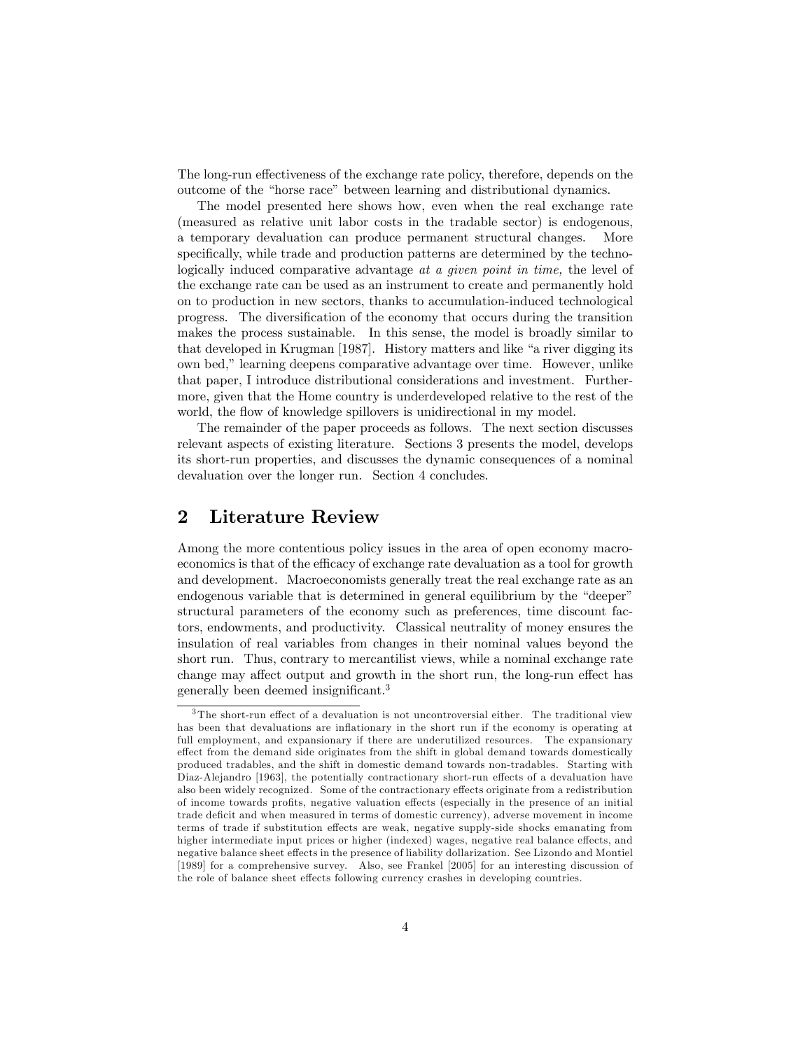The long-run effectiveness of the exchange rate policy, therefore, depends on the outcome of the "horse race" between learning and distributional dynamics.

The model presented here shows how, even when the real exchange rate (measured as relative unit labor costs in the tradable sector) is endogenous, a temporary devaluation can produce permanent structural changes. More specifically, while trade and production patterns are determined by the technologically induced comparative advantage *at a given point in time,* the level of the exchange rate can be used as an instrument to create and permanently hold on to production in new sectors, thanks to accumulation-induced technological progress. The diversification of the economy that occurs during the transition makes the process sustainable. In this sense, the model is broadly similar to that developed in Krugman [1987]. History matters and like "a river digging its own bed," learning deepens comparative advantage over time. However, unlike that paper, I introduce distributional considerations and investment. Furthermore, given that the Home country is underdeveloped relative to the rest of the world, the flow of knowledge spillovers is unidirectional in my model.

The remainder of the paper proceeds as follows. The next section discusses relevant aspects of existing literature. Sections 3 presents the model, develops its short-run properties, and discusses the dynamic consequences of a nominal devaluation over the longer run. Section 4 concludes.

## 2 Literature Review

Among the more contentious policy issues in the area of open economy macroeconomics is that of the efficacy of exchange rate devaluation as a tool for growth and development. Macroeconomists generally treat the real exchange rate as an endogenous variable that is determined in general equilibrium by the "deeper" structural parameters of the economy such as preferences, time discount factors, endowments, and productivity. Classical neutrality of money ensures the insulation of real variables from changes in their nominal values beyond the short run. Thus, contrary to mercantilist views, while a nominal exchange rate change may affect output and growth in the short run, the long-run effect has generally been deemed insignificant.[3]

[3] The short-run effect of a devaluation is not uncontroversial either. The traditional view has been that devaluations are inflationary in the short run if the economy is operating at full employment, and expansionary if there are underutilized resources. The expansionary effect from the demand side originates from the shift in global demand towards domestically produced tradables, and the shift in domestic demand towards non-tradables. Starting with Diaz-Alejandro [1963], the potentially contractionary short-run effects of a devaluation have also been widely recognized. Some of the contractionary effects originate from a redistribution of income towards profits, negative valuation effects (especially in the presence of an initial trade deficit and when measured in terms of domestic currency), adverse movement in income terms of trade if substitution effects are weak, negative supply-side shocks emanating from higher intermediate input prices or higher (indexed) wages, negative real balance effects, and negative balance sheet effects in the presence of liability dollarization. See Lizondo and Montiel [1989] for a comprehensive survey. Also, see Frankel [2005] for an interesting discussion of the role of balance sheet effects following currency crashes in developing countries.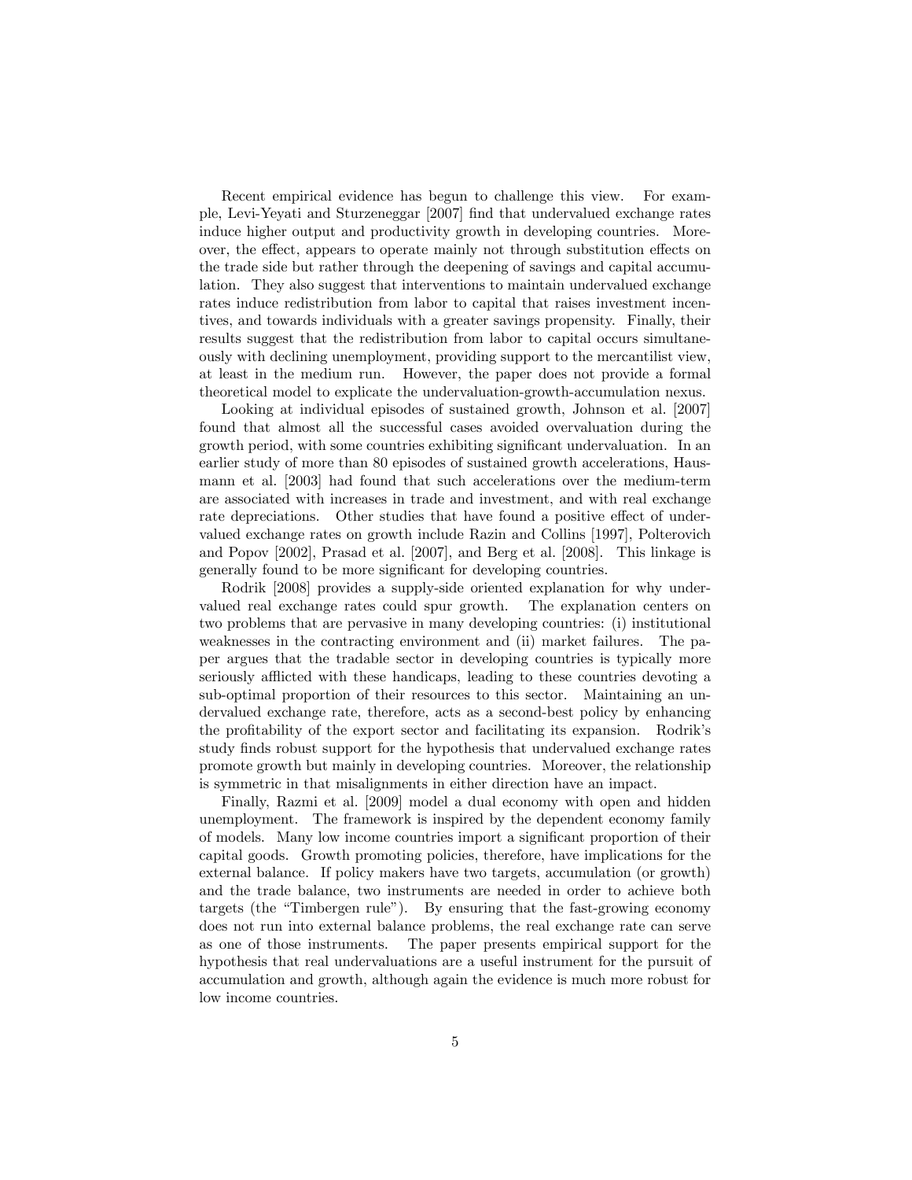Recent empirical evidence has begun to challenge this view. For example, Levi-Yeyati and Sturzeneggar [2007] find that undervalued exchange rates induce higher output and productivity growth in developing countries. Moreover, the effect, appears to operate mainly not through substitution effects on the trade side but rather through the deepening of savings and capital accumulation. They also suggest that interventions to maintain undervalued exchange rates induce redistribution from labor to capital that raises investment incentives, and towards individuals with a greater savings propensity. Finally, their results suggest that the redistribution from labor to capital occurs simultaneously with declining unemployment, providing support to the mercantilist view, at least in the medium run. However, the paper does not provide a formal theoretical model to explicate the undervaluation-growth-accumulation nexus.

Looking at individual episodes of sustained growth, Johnson et al. [2007] found that almost all the successful cases avoided overvaluation during the growth period, with some countries exhibiting significant undervaluation. In an earlier study of more than 80 episodes of sustained growth accelerations, Hausmann et al. [2003] had found that such accelerations over the medium-term are associated with increases in trade and investment, and with real exchange rate depreciations. Other studies that have found a positive effect of undervalued exchange rates on growth include Razin and Collins [1997], Polterovich and Popov [2002], Prasad et al. [2007], and Berg et al. [2008]. This linkage is generally found to be more significant for developing countries.

Rodrik [2008] provides a supply-side oriented explanation for why undervalued real exchange rates could spur growth. The explanation centers on two problems that are pervasive in many developing countries: (i) institutional weaknesses in the contracting environment and (ii) market failures. The paper argues that the tradable sector in developing countries is typically more seriously afflicted with these handicaps, leading to these countries devoting a sub-optimal proportion of their resources to this sector. Maintaining an undervalued exchange rate, therefore, acts as a second-best policy by enhancing the profitability of the export sector and facilitating its expansion. Rodrik's study finds robust support for the hypothesis that undervalued exchange rates promote growth but mainly in developing countries. Moreover, the relationship is symmetric in that misalignments in either direction have an impact.

Finally, Razmi et al. [2009] model a dual economy with open and hidden unemployment. The framework is inspired by the dependent economy family of models. Many low income countries import a significant proportion of their capital goods. Growth promoting policies, therefore, have implications for the external balance. If policy makers have two targets, accumulation (or growth) and the trade balance, two instruments are needed in order to achieve both targets (the "Timbergen rule"). By ensuring that the fast-growing economy does not run into external balance problems, the real exchange rate can serve as one of those instruments. The paper presents empirical support for the hypothesis that real undervaluations are a useful instrument for the pursuit of accumulation and growth, although again the evidence is much more robust for low income countries.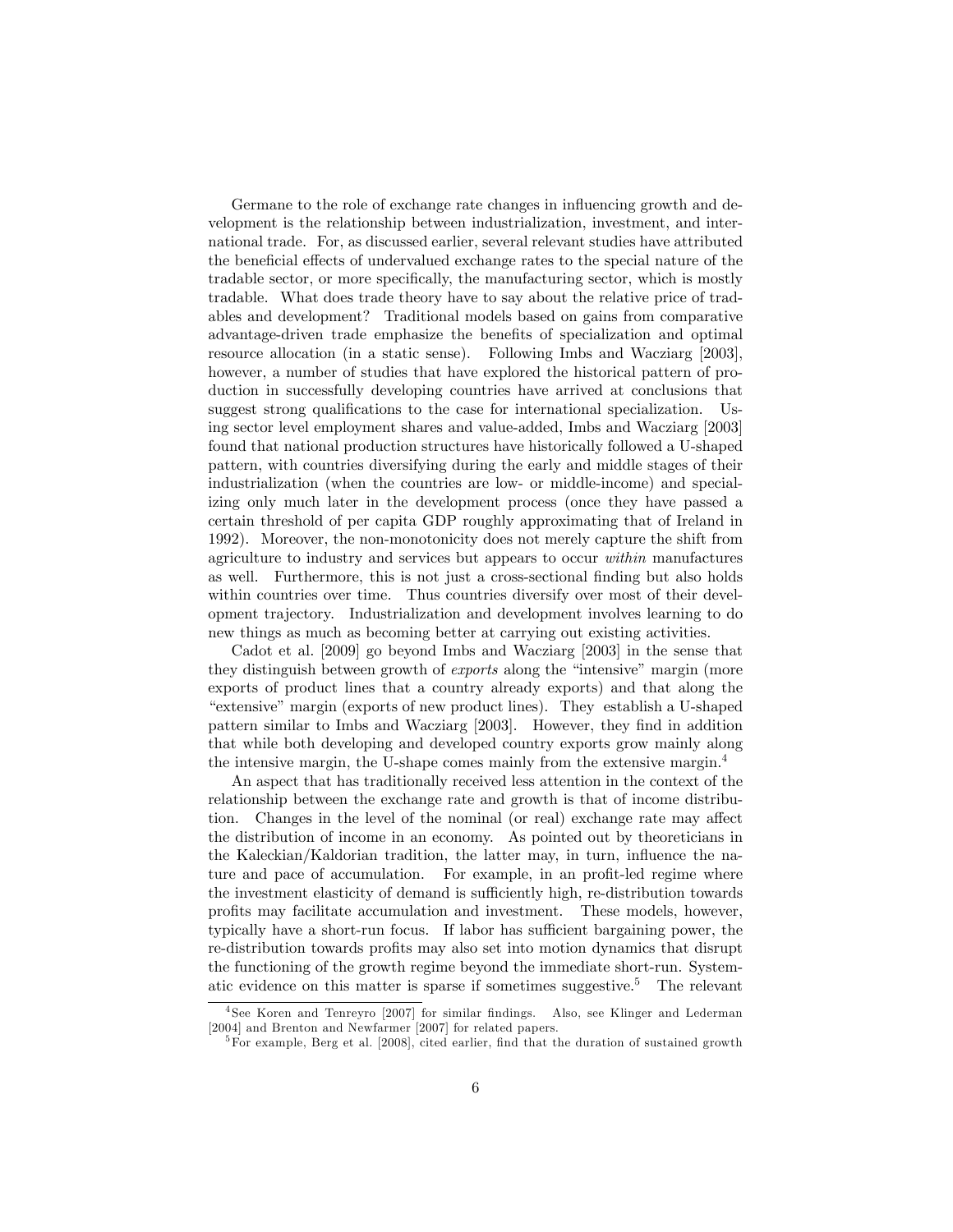Germane to the role of exchange rate changes in influencing growth and development is the relationship between industrialization, investment, and international trade. For, as discussed earlier, several relevant studies have attributed the beneficial effects of undervalued exchange rates to the special nature of the tradable sector, or more specifically, the manufacturing sector, which is mostly tradable. What does trade theory have to say about the relative price of tradables and development? Traditional models based on gains from comparative advantage-driven trade emphasize the benefits of specialization and optimal resource allocation (in a static sense). Following Imbs and Wacziarg [2003], however, a number of studies that have explored the historical pattern of production in successfully developing countries have arrived at conclusions that suggest strong qualifications to the case for international specialization. Using sector level employment shares and value-added, Imbs and Wacziarg [2003] found that national production structures have historically followed a U-shaped pattern, with countries diversifying during the early and middle stages of their industrialization (when the countries are low- or middle-income) and specializing only much later in the development process (once they have passed a certain threshold of per capita GDP roughly approximating that of Ireland in 1992). Moreover, the non-monotonicity does not merely capture the shift from agriculture to industry and services but appears to occur *within* manufactures as well. Furthermore, this is not just a cross-sectional finding but also holds within countries over time. Thus countries diversify over most of their development trajectory. Industrialization and development involves learning to do new things as much as becoming better at carrying out existing activities.

Cadot et al. [2009] go beyond Imbs and Wacziarg [2003] in the sense that they distinguish between growth of *exports* along the "intensive" margin (more exports of product lines that a country already exports) and that along the "extensive" margin (exports of new product lines). They establish a U-shaped pattern similar to Imbs and Wacziarg [2003]. However, they find in addition that while both developing and developed country exports grow mainly along the intensive margin, the U-shape comes mainly from the extensive margin.[4]

An aspect that has traditionally received less attention in the context of the relationship between the exchange rate and growth is that of income distribution. Changes in the level of the nominal (or real) exchange rate may affect the distribution of income in an economy. As pointed out by theoreticians in the Kaleckian/Kaldorian tradition, the latter may, in turn, influence the nature and pace of accumulation. For example, in an profit-led regime where the investment elasticity of demand is sufficiently high, re-distribution towards profits may facilitate accumulation and investment. These models, however, typically have a short-run focus. If labor has sufficient bargaining power, the re-distribution towards profits may also set into motion dynamics that disrupt the functioning of the growth regime beyond the immediate short-run. Systematic evidence on this matter is sparse if sometimes suggestive.[5] The relevant

[4] See Koren and Tenreyro [2007] for similar findings. Also, see Klinger and Lederman [2004] and Brenton and Newfarmer [2007] for related papers.

[5] For example, Berg et al. [2008], cited earlier, find that the duration of sustained growth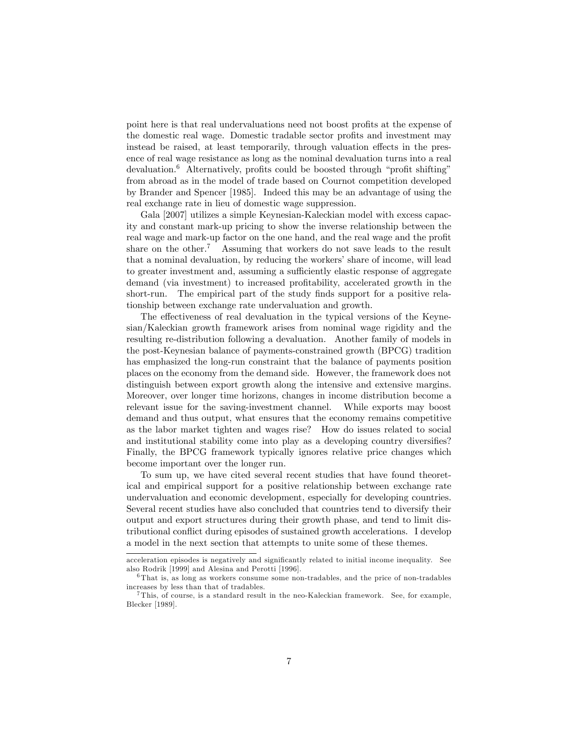point here is that real undervaluations need not boost profits at the expense of the domestic real wage. Domestic tradable sector profits and investment may instead be raised, at least temporarily, through valuation effects in the presence of real wage resistance as long as the nominal devaluation turns into a real devaluation.[6] Alternatively, profits could be boosted through "profit shifting" from abroad as in the model of trade based on Cournot competition developed by Brander and Spencer [1985]. Indeed this may be an advantage of using the real exchange rate in lieu of domestic wage suppression.

Gala [2007] utilizes a simple Keynesian-Kaleckian model with excess capacity and constant mark-up pricing to show the inverse relationship between the real wage and mark-up factor on the one hand, and the real wage and the profit share on the other.[7] Assuming that workers do not save leads to the result that a nominal devaluation, by reducing the workers' share of income, will lead to greater investment and, assuming a sufficiently elastic response of aggregate demand (via investment) to increased profitability, accelerated growth in the short-run. The empirical part of the study finds support for a positive relationship between exchange rate undervaluation and growth.

The effectiveness of real devaluation in the typical versions of the Keynesian/Kaleckian growth framework arises from nominal wage rigidity and the resulting re-distribution following a devaluation. Another family of models in the post-Keynesian balance of payments-constrained growth (BPCG) tradition has emphasized the long-run constraint that the balance of payments position places on the economy from the demand side. However, the framework does not distinguish between export growth along the intensive and extensive margins. Moreover, over longer time horizons, changes in income distribution become a relevant issue for the saving-investment channel. While exports may boost demand and thus output, what ensures that the economy remains competitive as the labor market tighten and wages rise? How do issues related to social and institutional stability come into play as a developing country diversifies? Finally, the BPCG framework typically ignores relative price changes which become important over the longer run.

To sum up, we have cited several recent studies that have found theoretical and empirical support for a positive relationship between exchange rate undervaluation and economic development, especially for developing countries. Several recent studies have also concluded that countries tend to diversify their output and export structures during their growth phase, and tend to limit distributional conflict during episodes of sustained growth accelerations. I develop a model in the next section that attempts to unite some of these themes.

---

acceleration episodes is negatively and significantly related to initial income inequality. See also Rodrik [1999] and Alesina and Perotti [1996].

[6] That is, as long as workers consume some non-tradables, and the price of non-tradables increases by less than that of tradables.

[7] This, of course, is a standard result in the neo-Kaleckian framework. See, for example, Blecker [1989].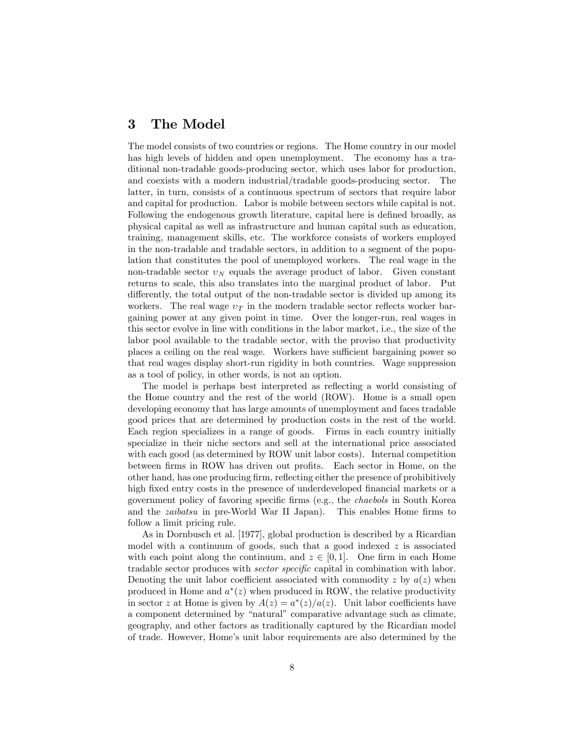## 3 The Model

The model consists of two countries or regions. The Home country in our model has high levels of hidden and open unemployment. The economy has a traditional non-tradable goods-producing sector, which uses labor for production, and coexists with a modern industrial/tradable goods-producing sector. The latter, in turn, consists of a continuous spectrum of sectors that require labor and capital for production. Labor is mobile between sectors while capital is not. Following the endogenous growth literature, capital here is defined broadly, as physical capital as well as infrastructure and human capital such as education, training, management skills, etc. The workforce consists of workers employed in the non-tradable and tradable sectors, in addition to a segment of the population that constitutes the pool of unemployed workers. The real wage in the non-tradable sector $\upsilon_N$ equals the average product of labor. Given constant returns to scale, this also translates into the marginal product of labor. Put differently, the total output of the non-tradable sector is divided up among its workers. The real wage $\upsilon_T$ in the modern tradable sector reflects worker bargaining power at any given point in time. Over the longer-run, real wages in this sector evolve in line with conditions in the labor market, i.e., the size of the labor pool available to the tradable sector, with the proviso that productivity places a ceiling on the real wage. Workers have sufficient bargaining power so that real wages display short-run rigidity in both countries. Wage suppression as a tool of policy, in other words, is not an option.

The model is perhaps best interpreted as reflecting a world consisting of the Home country and the rest of the world (ROW). Home is a small open developing economy that has large amounts of unemployment and faces tradable good prices that are determined by production costs in the rest of the world. Each region specializes in a range of goods. Firms in each country initially specialize in their niche sectors and sell at the international price associated with each good (as determined by ROW unit labor costs). Internal competition between firms in ROW has driven out profits. Each sector in Home, on the other hand, has one producing firm, reflecting either the presence of prohibitively high fixed entry costs in the presence of underdeveloped financial markets or a government policy of favoring specific firms (e.g., the *chaebols* in South Korea and the *zaibatsu* in pre-World War II Japan). This enables Home firms to follow a limit pricing rule.

As in Dornbusch et al. [1977], global production is described by a Ricardian model with a continuum of goods, such that a good indexed $z$ is associated with each point along the continuum, and $z \in [0, 1]$. One firm in each Home tradable sector produces with *sector specific* capital in combination with labor. Denoting the unit labor coefficient associated with commodity $z$ by $a(z)$ when produced in Home and $a^*(z)$ when produced in ROW, the relative productivity in sector $z$ at Home is given by $A(z) = a^*(z)/a(z)$. Unit labor coefficients have a component determined by "natural" comparative advantage such as climate, geography, and other factors as traditionally captured by the Ricardian model of trade. However, Home's unit labor requirements are also determined by the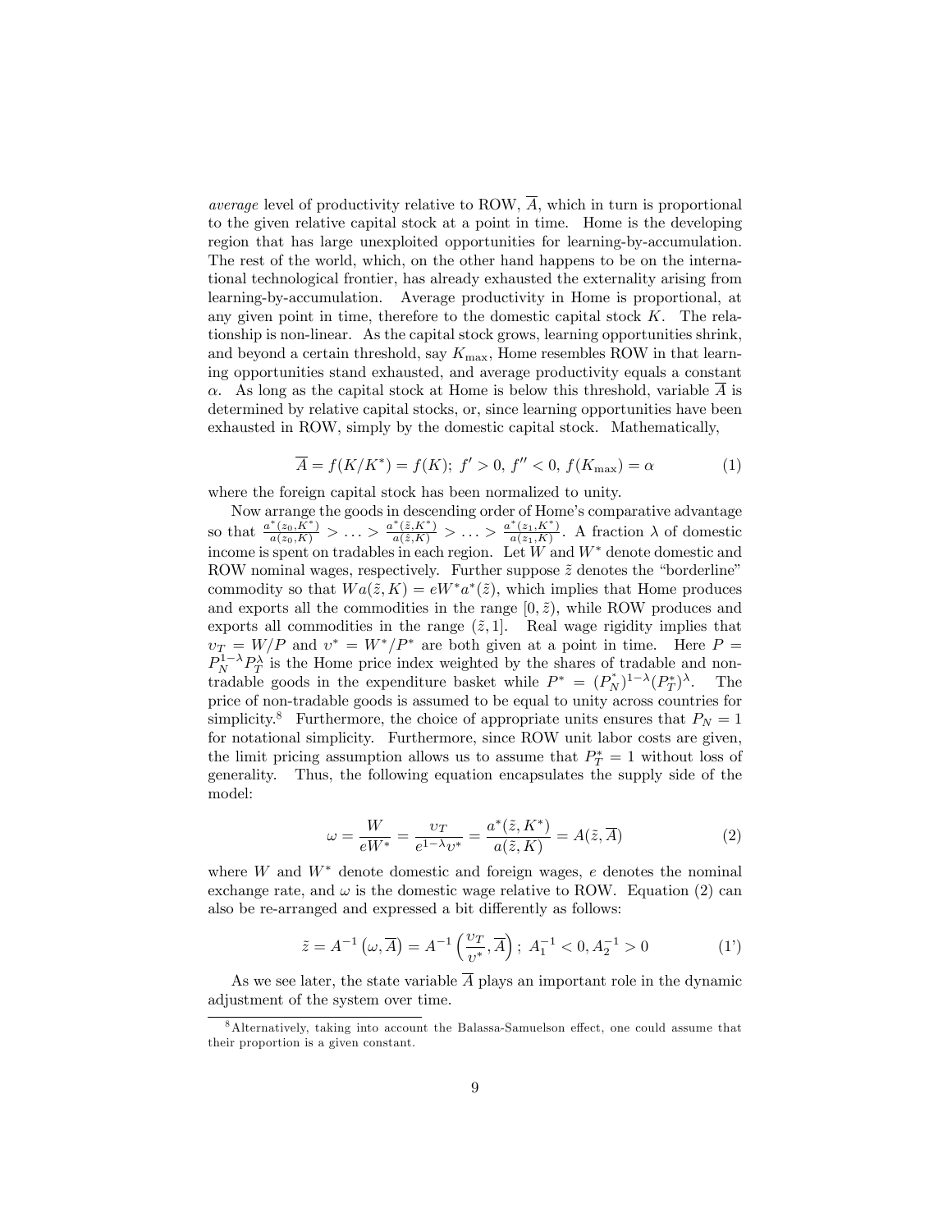*average* level of productivity relative to ROW, $\overline{A}$, which in turn is proportional to the given relative capital stock at a point in time. Home is the developing region that has large unexploited opportunities for learning-by-accumulation. The rest of the world, which, on the other hand happens to be on the international technological frontier, has already exhausted the externality arising from learning-by-accumulation. Average productivity in Home is proportional, at any given point in time, therefore to the domestic capital stock $K$. The relationship is non-linear. As the capital stock grows, learning opportunities shrink, and beyond a certain threshold, say $K_{\max}$, Home resembles ROW in that learning opportunities stand exhausted, and average productivity equals a constant $\alpha$. As long as the capital stock at Home is below this threshold, variable $\overline{A}$ is determined by relative capital stocks, or, since learning opportunities have been exhausted in ROW, simply by the domestic capital stock. Mathematically,

$$\overline{A} = f(K/K^*) = f(K);\ f' > 0,\ f'' < 0,\ f(K_{\max}) = \alpha \tag{1}$$

where the foreign capital stock has been normalized to unity.

Now arrange the goods in descending order of Home's comparative advantage so that $\frac{a^*(z_0,K^*)}{a(z_0,K)} > \ldots > \frac{a^*(\tilde{z},K^*)}{a(\tilde{z},K)} > \ldots > \frac{a^*(z_1,K^*)}{a(z_1,K)}$. A fraction $\lambda$ of domestic income is spent on tradables in each region. Let $W$ and $W^*$ denote domestic and ROW nominal wages, respectively. Further suppose $\tilde{z}$ denotes the "borderline" commodity so that $Wa(\tilde{z},K) = eW^*a^*(\tilde{z})$, which implies that Home produces and exports all the commodities in the range $[0,\tilde{z})$, while ROW produces and exports all commodities in the range $(\tilde{z},1]$. Real wage rigidity implies that $\upsilon_T = W/P$ and $\upsilon^* = W^*/P^*$ are both given at a point in time. Here $P = P_N^{1-\lambda}P_T^{\lambda}$ is the Home price index weighted by the shares of tradable and non-tradable goods in the expenditure basket while $P^* = (P_N^*)^{1-\lambda}(P_T^*)^{\lambda}$. The price of non-tradable goods is assumed to be equal to unity across countries for simplicity.[8] Furthermore, the choice of appropriate units ensures that $P_N = 1$ for notational simplicity. Furthermore, since ROW unit labor costs are given, the limit pricing assumption allows us to assume that $P_T^* = 1$ without loss of generality. Thus, the following equation encapsulates the supply side of the model:

$$\omega = \frac{W}{eW^*} = \frac{\upsilon_T}{e^{1-\lambda}\upsilon^*} = \frac{a^*(\tilde{z},K^*)}{a(\tilde{z},K)} = A(\tilde{z},\overline{A}) \tag{2}$$

where $W$ and $W^*$ denote domestic and foreign wages, $e$ denotes the nominal exchange rate, and $\omega$ is the domestic wage relative to ROW. Equation (2) can also be re-arranged and expressed a bit differently as follows:

$$\tilde{z} = A^{-1}\left(\omega,\overline{A}\right) = A^{-1}\left(\frac{\upsilon_T}{\upsilon^*},\overline{A}\right);\ A_1^{-1} < 0, A_2^{-1} > 0 \tag{1'}$$

As we see later, the state variable $\overline{A}$ plays an important role in the dynamic adjustment of the system over time.

[8] Alternatively, taking into account the Balassa-Samuelson effect, one could assume that their proportion is a given constant.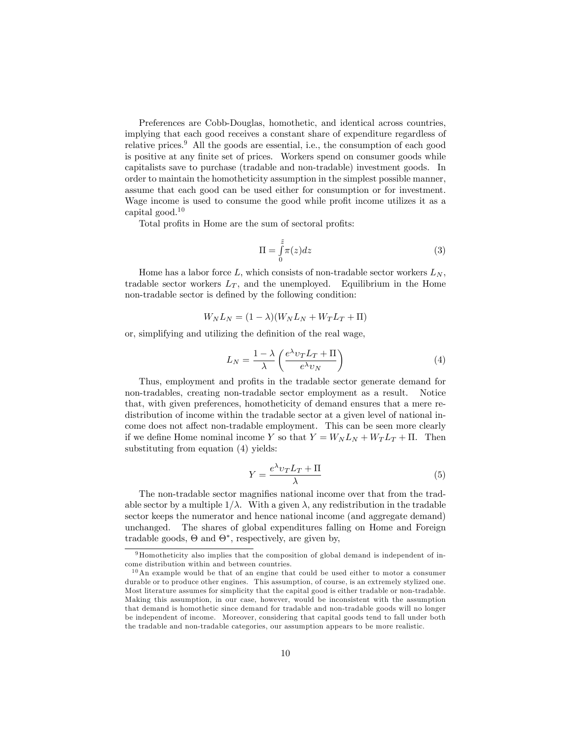Preferences are Cobb-Douglas, homothetic, and identical across countries, implying that each good receives a constant share of expenditure regardless of relative prices.[9] All the goods are essential, i.e., the consumption of each good is positive at any finite set of prices. Workers spend on consumer goods while capitalists save to purchase (tradable and non-tradable) investment goods. In order to maintain the homotheticity assumption in the simplest possible manner, assume that each good can be used either for consumption or for investment. Wage income is used to consume the good while profit income utilizes it as a capital good.[10]

Total profits in Home are the sum of sectoral profits:

$$\Pi = \int_{0}^{\tilde{z}} \pi(z)dz \tag{3}$$

Home has a labor force $L$, which consists of non-tradable sector workers $L_N$, tradable sector workers $L_T$, and the unemployed. Equilibrium in the Home non-tradable sector is defined by the following condition:

$$W_N L_N = (1-\lambda)(W_N L_N + W_T L_T + \Pi)$$

or, simplifying and utilizing the definition of the real wage,

$$L_N = \frac{1-\lambda}{\lambda}\left(\frac{e^{\lambda}\upsilon_T L_T + \Pi}{e^{\lambda}\upsilon_N}\right) \tag{4}$$

Thus, employment and profits in the tradable sector generate demand for non-tradables, creating non-tradable sector employment as a result. Notice that, with given preferences, homotheticity of demand ensures that a mere redistribution of income within the tradable sector at a given level of national income does not affect non-tradable employment. This can be seen more clearly if we define Home nominal income $Y$ so that $Y = W_N L_N + W_T L_T + \Pi$. Then substituting from equation (4) yields:

$$Y = \frac{e^{\lambda}\upsilon_T L_T + \Pi}{\lambda} \tag{5}$$

The non-tradable sector magnifies national income over that from the tradable sector by a multiple $1/\lambda$. With a given $\lambda$, any redistribution in the tradable sector keeps the numerator and hence national income (and aggregate demand) unchanged. The shares of global expenditures falling on Home and Foreign tradable goods, $\Theta$ and $\Theta^*$, respectively, are given by,

[9] Homotheticity also implies that the composition of global demand is independent of income distribution within and between countries.

[10] An example would be that of an engine that could be used either to motor a consumer durable or to produce other engines. This assumption, of course, is an extremely stylized one. Most literature assumes for simplicity that the capital good is either tradable or non-tradable. Making this assumption, in our case, however, would be inconsistent with the assumption that demand is homothetic since demand for tradable and non-tradable goods will no longer be independent of income. Moreover, considering that capital goods tend to fall under both the tradable and non-tradable categories, our assumption appears to be more realistic.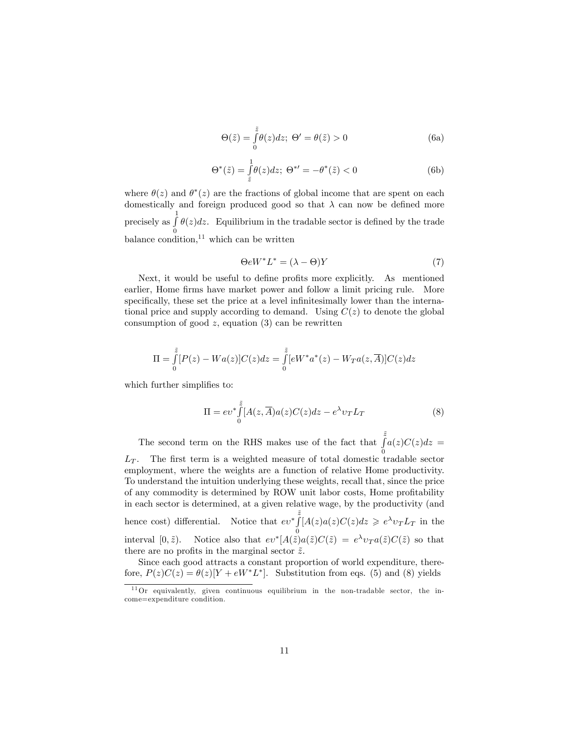$$\Theta(\tilde{z}) = \int_0^{\tilde{z}} \theta(z)dz;\ \Theta' = \theta(\tilde{z}) > 0 \tag{6a}$$

$$\Theta^*(\tilde{z}) = \int_{\tilde{z}}^{1} \theta(z)dz;\ \Theta^{*\prime} = -\theta^*(\tilde{z}) < 0 \tag{6b}$$

where $\theta(z)$ and $\theta^*(z)$ are the fractions of global income that are spent on each domestically and foreign produced good so that $\lambda$ can now be defined more precisely as $\int_0^1 \theta(z)dz$. Equilibrium in the tradable sector is defined by the trade balance condition,[11] which can be written

$$\Theta e W^* L^* = (\lambda - \Theta)Y \tag{7}$$

Next, it would be useful to define profits more explicitly. As mentioned earlier, Home firms have market power and follow a limit pricing rule. More specifically, these set the price at a level infinitesimally lower than the international price and supply according to demand. Using $C(z)$ to denote the global consumption of good $z$, equation (3) can be rewritten

$$\Pi = \int_0^{\tilde{z}} [P(z) - Wa(z)]C(z)dz = \int_0^{\tilde{z}} [eW^*a^*(z) - W_T a(z, \overline{A})]C(z)dz$$

which further simplifies to:

$$\Pi = ev^* \int_0^{\tilde{z}} [A(z, \overline{A})a(z)C(z)dz - e^{\lambda} \upsilon_T L_T \tag{8}$$

The second term on the RHS makes use of the fact that $\int_0^{\tilde{z}} a(z)C(z)dz = L_T$. The first term is a weighted measure of total domestic tradable sector employment, where the weights are a function of relative Home productivity. To understand the intuition underlying these weights, recall that, since the price of any commodity is determined by ROW unit labor costs, Home profitability in each sector is determined, at a given relative wage, by the productivity (and hence cost) differential. Notice that $ev^* \int_0^{\tilde{z}} [A(z)a(z)C(z)dz \geqslant e^{\lambda} \upsilon_T L_T$ in the interval $[0, \tilde{z})$. Notice also that $ev^*[A(\tilde{z})a(\tilde{z})C(\tilde{z}) = e^{\lambda} \upsilon_T a(\tilde{z})C(\tilde{z})$ so that there are no profits in the marginal sector $\tilde{z}$.

Since each good attracts a constant proportion of world expenditure, therefore, $P(z)C(z) = \theta(z)[Y + eW^*L^*]$. Substitution from eqs. (5) and (8) yields

[11] Or equivalently, given continuous equilibrium in the non-tradable sector, the income=expenditure condition.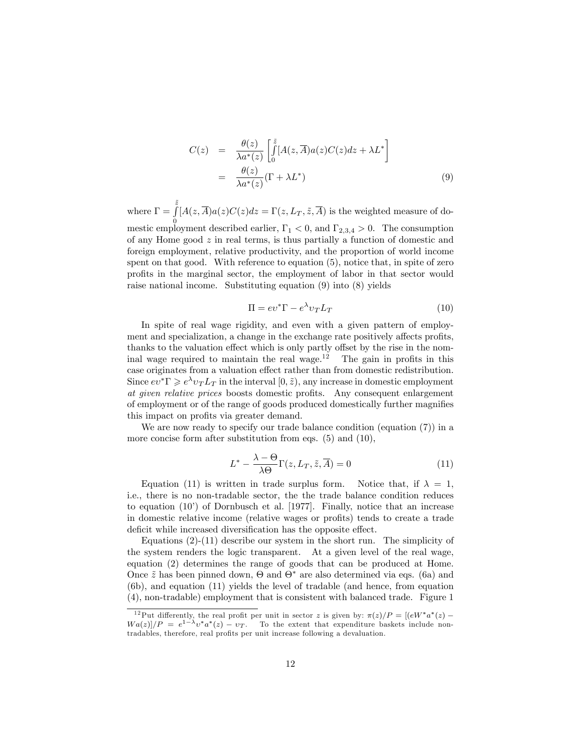$$
\begin{aligned}
C(z) &= \frac{\theta(z)}{\lambda a^*(z)}\left[\int_0^{\tilde{z}}[A(z,\overline{A})a(z)C(z)dz + \lambda L^*\right] \\
&= \frac{\theta(z)}{\lambda a^*(z)}(\Gamma + \lambda L^*) \qquad (9)
\end{aligned}
$$

where $\Gamma = \int_0^{\tilde{z}}[A(z,\overline{A})a(z)C(z)dz = \Gamma(z, L_T, \tilde{z}, \overline{A})$ is the weighted measure of domestic employment described earlier, $\Gamma_1 < 0$, and $\Gamma_{2,3,4} > 0$. The consumption of any Home good $z$ in real terms, is thus partially a function of domestic and foreign employment, relative productivity, and the proportion of world income spent on that good. With reference to equation (5), notice that, in spite of zero profits in the marginal sector, the employment of labor in that sector would raise national income. Substituting equation (9) into (8) yields

$$
\Pi = ev^*\Gamma - e^{\lambda}v_T L_T \qquad (10)
$$

In spite of real wage rigidity, and even with a given pattern of employment and specialization, a change in the exchange rate positively affects profits, thanks to the valuation effect which is only partly offset by the rise in the nominal wage required to maintain the real wage.[12] The gain in profits in this case originates from a valuation effect rather than from domestic redistribution. Since $ev^*\Gamma \geqslant e^{\lambda}v_T L_T$ in the interval $[0, \tilde{z})$, any increase in domestic employment *at given relative prices* boosts domestic profits. Any consequent enlargement of employment or of the range of goods produced domestically further magnifies this impact on profits via greater demand.

We are now ready to specify our trade balance condition (equation (7)) in a more concise form after substitution from eqs. (5) and (10),

$$
L^* - \frac{\lambda - \Theta}{\lambda\Theta}\Gamma(z, L_T, \tilde{z}, \overline{A}) = 0 \qquad (11)
$$

Equation (11) is written in trade surplus form. Notice that, if $\lambda = 1$, i.e., there is no non-tradable sector, the the trade balance condition reduces to equation (10') of Dornbusch et al. [1977]. Finally, notice that an increase in domestic relative income (relative wages or profits) tends to create a trade deficit while increased diversification has the opposite effect.

Equations (2)-(11) describe our system in the short run. The simplicity of the system renders the logic transparent. At a given level of the real wage, equation (2) determines the range of goods that can be produced at Home. Once $\tilde{z}$ has been pinned down, $\Theta$ and $\Theta^*$ are also determined via eqs. (6a) and (6b), and equation (11) yields the level of tradable (and hence, from equation (4), non-tradable) employment that is consistent with balanced trade. Figure 1

[12] Put differently, the real profit per unit in sector $z$ is given by: $\pi(z)/P = [(eW^*a^*(z) - Wa(z)]/P = e^{1-\lambda}v^*a^*(z) - v_T$. To the extent that expenditure baskets include non-tradables, therefore, real profits per unit increase following a devaluation.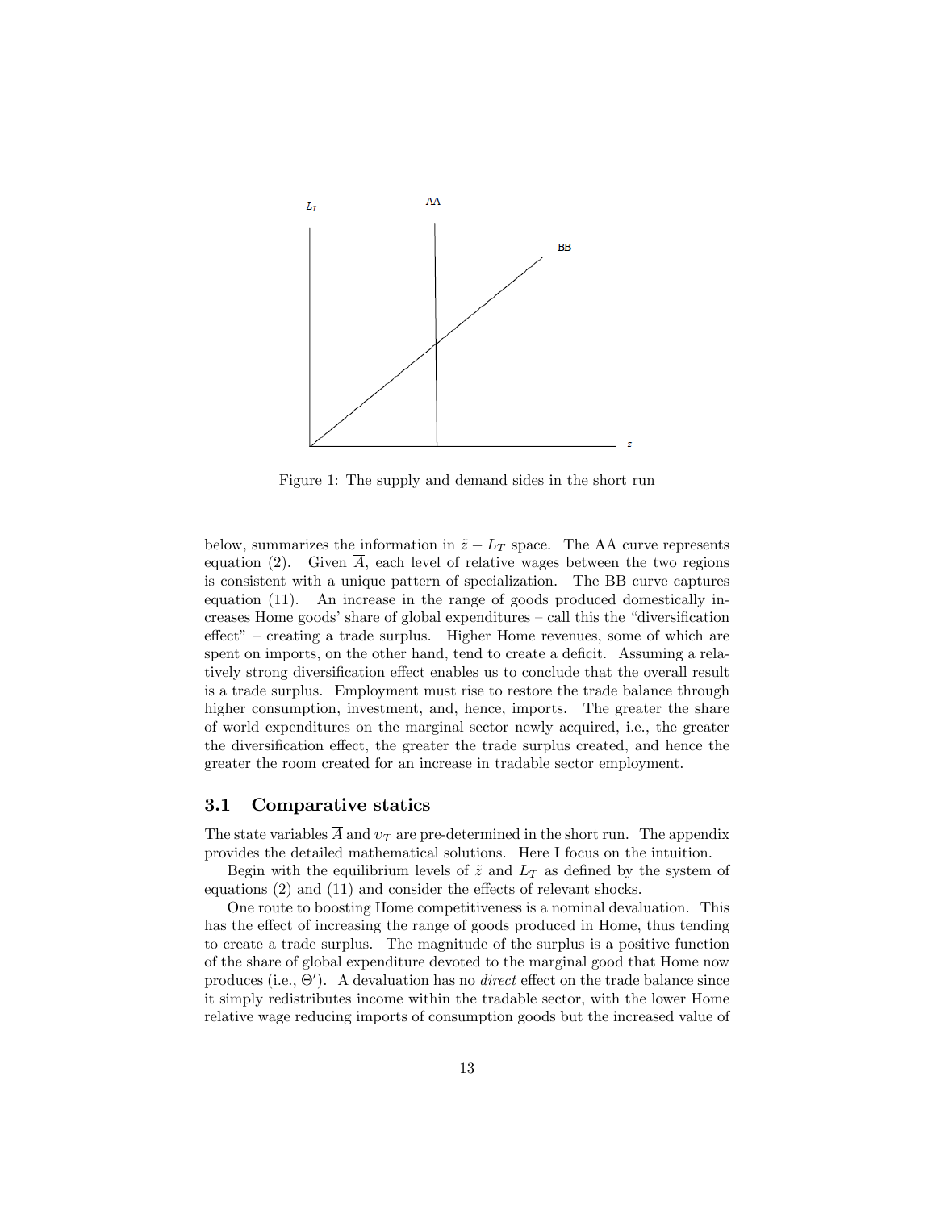Figure 1: The supply and demand sides in the short run

below, summarizes the information in $\tilde{z} - L_T$ space. The AA curve represents equation (2). Given $\overline{A}$, each level of relative wages between the two regions is consistent with a unique pattern of specialization. The BB curve captures equation (11). An increase in the range of goods produced domestically increases Home goods' share of global expenditures – call this the "diversification effect" – creating a trade surplus. Higher Home revenues, some of which are spent on imports, on the other hand, tend to create a deficit. Assuming a relatively strong diversification effect enables us to conclude that the overall result is a trade surplus. Employment must rise to restore the trade balance through higher consumption, investment, and, hence, imports. The greater the share of world expenditures on the marginal sector newly acquired, i.e., the greater the diversification effect, the greater the trade surplus created, and hence the greater the room created for an increase in tradable sector employment.

### 3.1 Comparative statics

The state variables $\overline{A}$ and $\upsilon_T$ are pre-determined in the short run. The appendix provides the detailed mathematical solutions. Here I focus on the intuition.

Begin with the equilibrium levels of $\tilde{z}$ and $L_T$ as defined by the system of equations (2) and (11) and consider the effects of relevant shocks.

One route to boosting Home competitiveness is a nominal devaluation. This has the effect of increasing the range of goods produced in Home, thus tending to create a trade surplus. The magnitude of the surplus is a positive function of the share of global expenditure devoted to the marginal good that Home now produces (i.e., $\Theta'$). A devaluation has no *direct* effect on the trade balance since it simply redistributes income within the tradable sector, with the lower Home relative wage reducing imports of consumption goods but the increased value of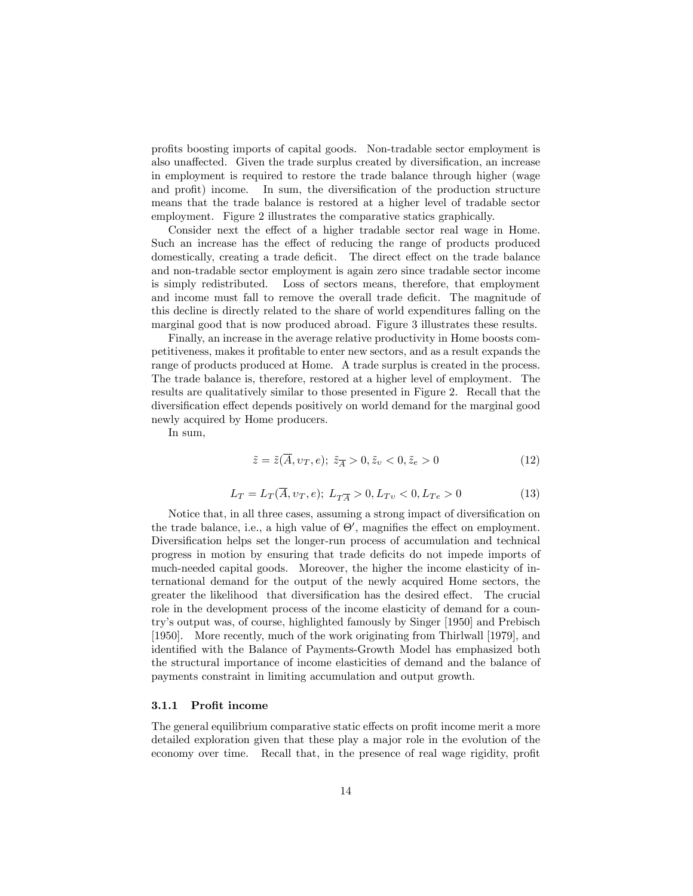profits boosting imports of capital goods. Non-tradable sector employment is also unaffected. Given the trade surplus created by diversification, an increase in employment is required to restore the trade balance through higher (wage and profit) income. In sum, the diversification of the production structure means that the trade balance is restored at a higher level of tradable sector employment. Figure 2 illustrates the comparative statics graphically.

Consider next the effect of a higher tradable sector real wage in Home. Such an increase has the effect of reducing the range of products produced domestically, creating a trade deficit. The direct effect on the trade balance and non-tradable sector employment is again zero since tradable sector income is simply redistributed. Loss of sectors means, therefore, that employment and income must fall to remove the overall trade deficit. The magnitude of this decline is directly related to the share of world expenditures falling on the marginal good that is now produced abroad. Figure 3 illustrates these results.

Finally, an increase in the average relative productivity in Home boosts competitiveness, makes it profitable to enter new sectors, and as a result expands the range of products produced at Home. A trade surplus is created in the process. The trade balance is, therefore, restored at a higher level of employment. The results are qualitatively similar to those presented in Figure 2. Recall that the diversification effect depends positively on world demand for the marginal good newly acquired by Home producers.

In sum,

$$\tilde{z} = \tilde{z}(\overline{A}, \upsilon_T, e);\ \tilde{z}_{\overline{A}} > 0, \tilde{z}_{\upsilon} < 0, \tilde{z}_e > 0 \tag{12}$$

$$L_T = L_T(\overline{A}, \upsilon_T, e);\ L_{T\overline{A}} > 0, L_{T\upsilon} < 0, L_{Te} > 0 \tag{13}$$

Notice that, in all three cases, assuming a strong impact of diversification on the trade balance, i.e., a high value of $\Theta'$, magnifies the effect on employment. Diversification helps set the longer-run process of accumulation and technical progress in motion by ensuring that trade deficits do not impede imports of much-needed capital goods. Moreover, the higher the income elasticity of international demand for the output of the newly acquired Home sectors, the greater the likelihood that diversification has the desired effect. The crucial role in the development process of the income elasticity of demand for a country's output was, of course, highlighted famously by Singer [1950] and Prebisch [1950]. More recently, much of the work originating from Thirlwall [1979], and identified with the Balance of Payments-Growth Model has emphasized both the structural importance of income elasticities of demand and the balance of payments constraint in limiting accumulation and output growth.

#### 3.1.1 Profit income

The general equilibrium comparative static effects on profit income merit a more detailed exploration given that these play a major role in the evolution of the economy over time. Recall that, in the presence of real wage rigidity, profit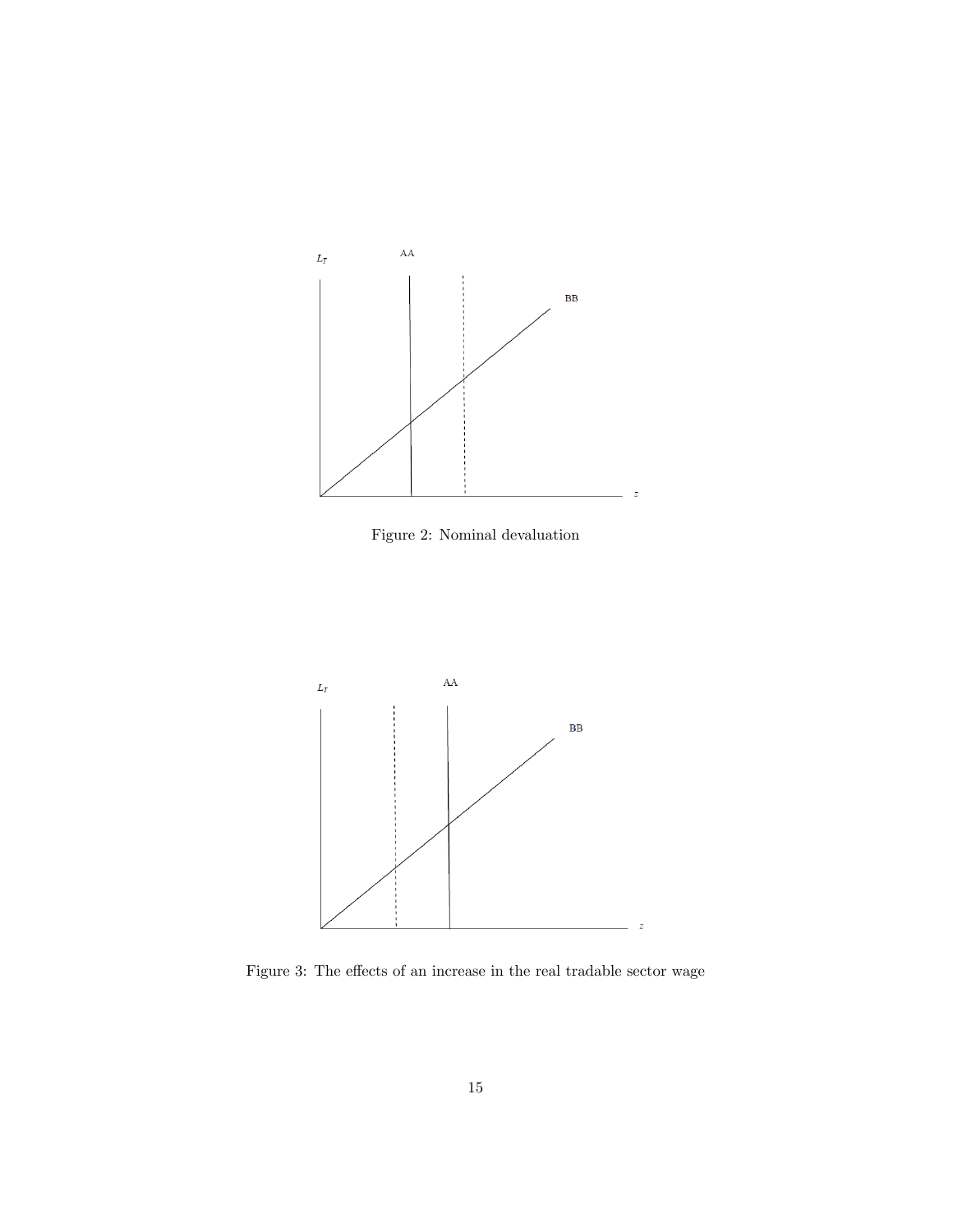Figure 2: Nominal devaluation

Figure 3: The effects of an increase in the real tradable sector wage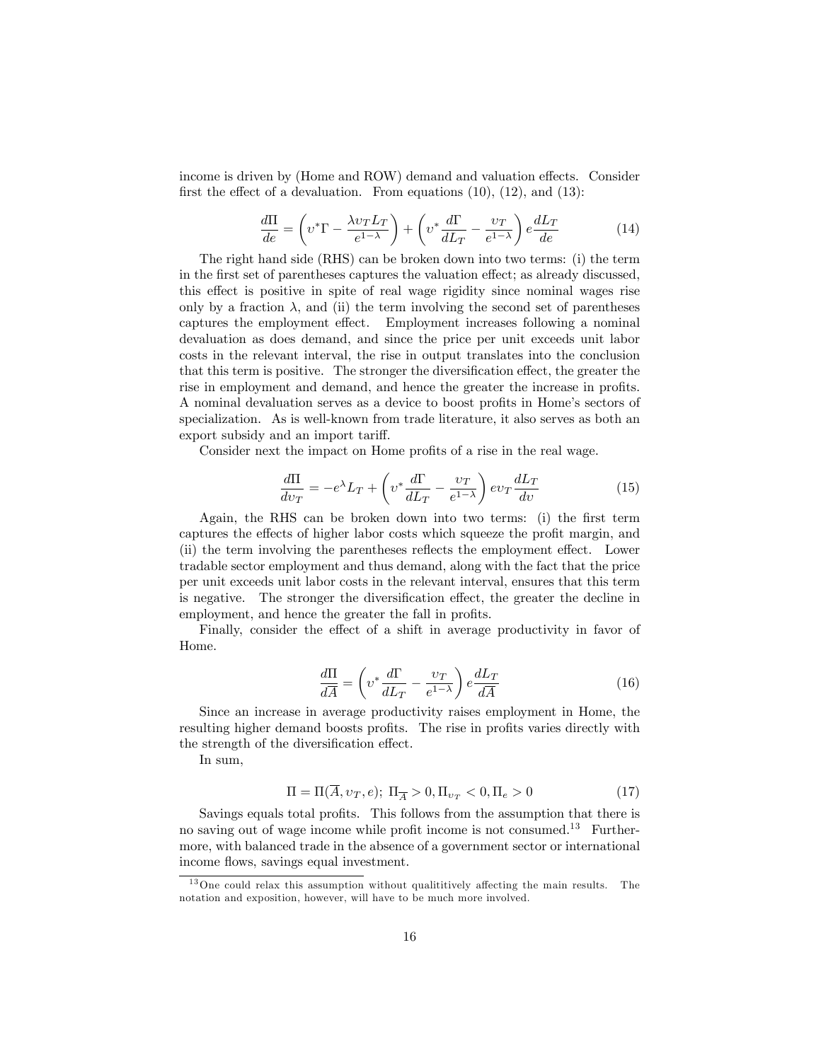income is driven by (Home and ROW) demand and valuation effects. Consider first the effect of a devaluation. From equations (10), (12), and (13):

$$\frac{d\Pi}{de} = \left(\upsilon^{*}\Gamma - \frac{\lambda \upsilon_T L_T}{e^{1-\lambda}}\right) + \left(\upsilon^{*}\frac{d\Gamma}{dL_T} - \frac{\upsilon_T}{e^{1-\lambda}}\right) e \frac{dL_T}{de} \tag{14}$$

The right hand side (RHS) can be broken down into two terms: (i) the term in the first set of parentheses captures the valuation effect; as already discussed, this effect is positive in spite of real wage rigidity since nominal wages rise only by a fraction $\lambda$, and (ii) the term involving the second set of parentheses captures the employment effect. Employment increases following a nominal devaluation as does demand, and since the price per unit exceeds unit labor costs in the relevant interval, the rise in output translates into the conclusion that this term is positive. The stronger the diversification effect, the greater the rise in employment and demand, and hence the greater the increase in profits. A nominal devaluation serves as a device to boost profits in Home's sectors of specialization. As is well-known from trade literature, it also serves as both an export subsidy and an import tariff.

Consider next the impact on Home profits of a rise in the real wage.

$$\frac{d\Pi}{d\upsilon_T} = -e^{\lambda} L_T + \left(\upsilon^{*}\frac{d\Gamma}{dL_T} - \frac{\upsilon_T}{e^{1-\lambda}}\right) e \upsilon_T \frac{dL_T}{d\upsilon} \tag{15}$$

Again, the RHS can be broken down into two terms: (i) the first term captures the effects of higher labor costs which squeeze the profit margin, and (ii) the term involving the parentheses reflects the employment effect. Lower tradable sector employment and thus demand, along with the fact that the price per unit exceeds unit labor costs in the relevant interval, ensures that this term is negative. The stronger the diversification effect, the greater the decline in employment, and hence the greater the fall in profits.

Finally, consider the effect of a shift in average productivity in favor of Home.

$$\frac{d\Pi}{d\overline{A}} = \left(\upsilon^{*}\frac{d\Gamma}{dL_T} - \frac{\upsilon_T}{e^{1-\lambda}}\right) e \frac{dL_T}{d\overline{A}} \tag{16}$$

Since an increase in average productivity raises employment in Home, the resulting higher demand boosts profits. The rise in profits varies directly with the strength of the diversification effect.

In sum,

$$\Pi = \Pi(\overline{A}, \upsilon_T, e);\ \Pi_{\overline{A}} > 0, \Pi_{\upsilon_T} < 0, \Pi_e > 0 \tag{17}$$

Savings equals total profits. This follows from the assumption that there is no saving out of wage income while profit income is not consumed.[13] Furthermore, with balanced trade in the absence of a government sector or international income flows, savings equal investment.

[13] One could relax this assumption without qualititively affecting the main results. The notation and exposition, however, will have to be much more involved.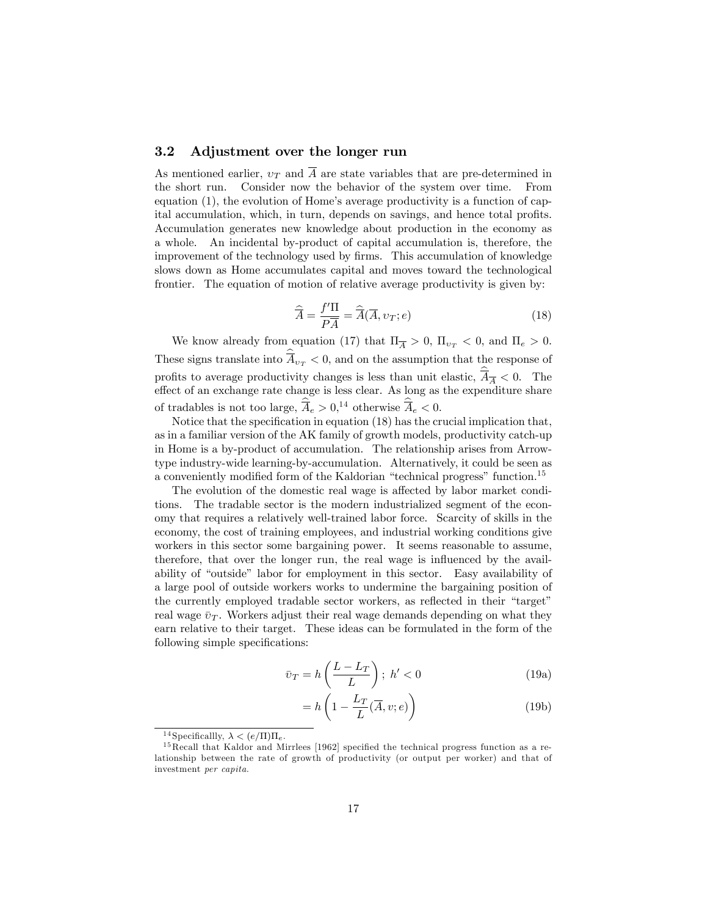### 3.2 Adjustment over the longer run

As mentioned earlier, $\upsilon_T$ and $\overline{A}$ are state variables that are pre-determined in the short run. Consider now the behavior of the system over time. From equation (1), the evolution of Home's average productivity is a function of capital accumulation, which, in turn, depends on savings, and hence total profits. Accumulation generates new knowledge about production in the economy as a whole. An incidental by-product of capital accumulation is, therefore, the improvement of the technology used by firms. This accumulation of knowledge slows down as Home accumulates capital and moves toward the technological frontier. The equation of motion of relative average productivity is given by:

$$\widehat{\overline{A}} = \frac{f'\Pi}{P\overline{A}} = \widehat{\overline{A}}(\overline{A}, \upsilon_T; e) \tag{18}$$

We know already from equation (17) that $\Pi_{\overline{A}} > 0$, $\Pi_{\upsilon_T} < 0$, and $\Pi_e > 0$. These signs translate into $\widehat{\overline{A}}_{\upsilon_T} < 0$, and on the assumption that the response of profits to average productivity changes is less than unit elastic, $\widehat{\overline{A}}_{\overline{A}} < 0$. The effect of an exchange rate change is less clear. As long as the expenditure share of tradables is not too large, $\widehat{\overline{A}}_e > 0$,[14] otherwise $\widehat{\overline{A}}_e < 0$.

Notice that the specification in equation (18) has the crucial implication that, as in a familiar version of the AK family of growth models, productivity catch-up in Home is a by-product of accumulation. The relationship arises from Arrow-type industry-wide learning-by-accumulation. Alternatively, it could be seen as a conveniently modified form of the Kaldorian "technical progress" function.[15]

The evolution of the domestic real wage is affected by labor market conditions. The tradable sector is the modern industrialized segment of the economy that requires a relatively well-trained labor force. Scarcity of skills in the economy, the cost of training employees, and industrial working conditions give workers in this sector some bargaining power. It seems reasonable to assume, therefore, that over the longer run, the real wage is influenced by the availability of "outside" labor for employment in this sector. Easy availability of a large pool of outside workers works to undermine the bargaining position of the currently employed tradable sector workers, as reflected in their "target" real wage $\bar{\upsilon}_T$. Workers adjust their real wage demands depending on what they earn relative to their target. These ideas can be formulated in the form of the following simple specifications:

$$\bar{\upsilon}_T = h\left(\frac{L - L_T}{L}\right);\ h' < 0 \tag{19a}$$

$$= h\left(1 - \frac{L_T}{L}(\overline{A}, \upsilon; e)\right) \tag{19b}$$

[14] Specificallly, $\lambda < (e/\Pi)\Pi_e$.

[15] Recall that Kaldor and Mirrlees [1962] specified the technical progress function as a relationship between the rate of growth of productivity (or output per worker) and that of investment *per capita*.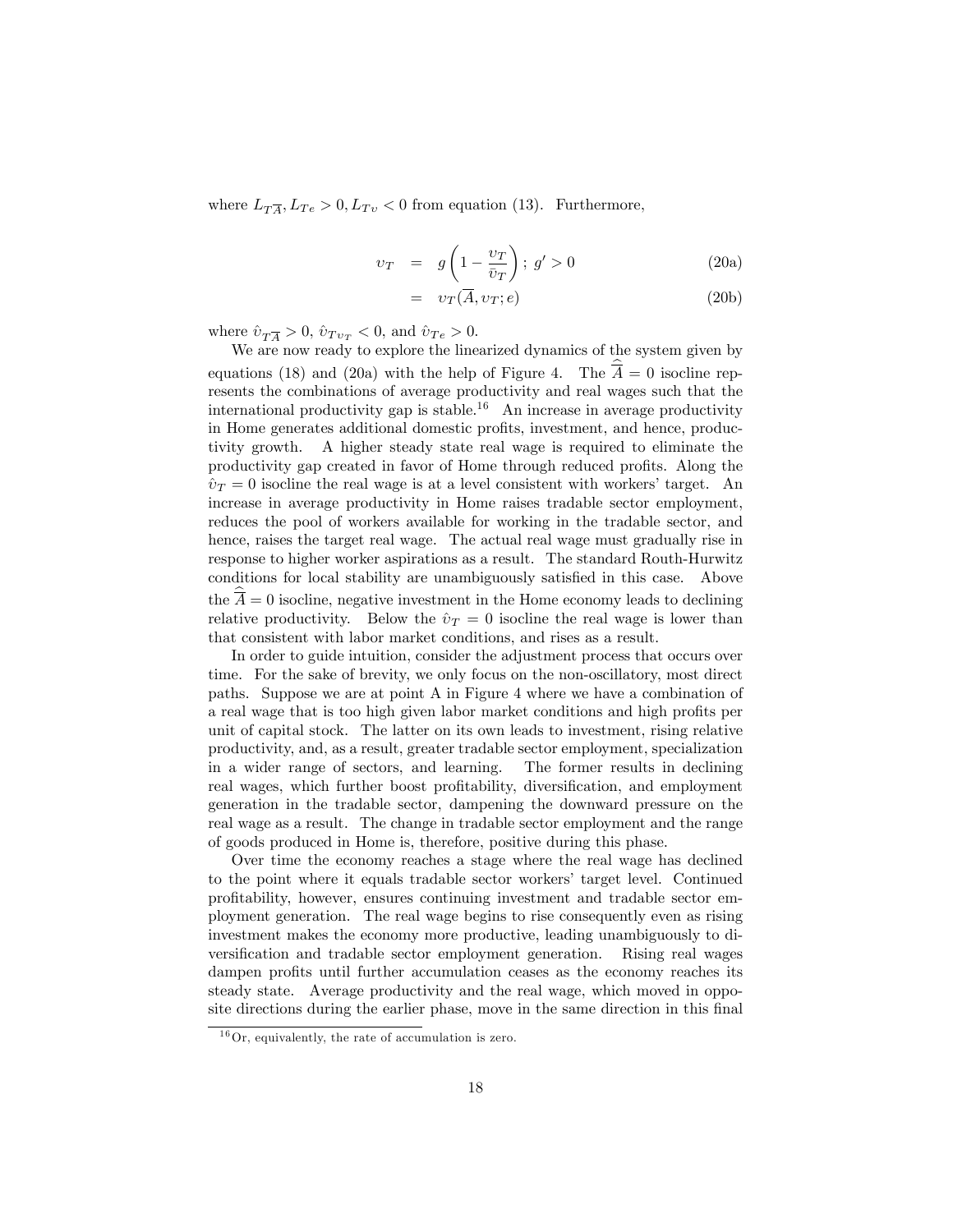where $L_{T\overline{A}}, L_{Te} > 0, L_{T\upsilon} < 0$ from equation (13). Furthermore,

$$\upsilon_T = g\left(1 - \frac{\upsilon_T}{\bar{\upsilon}_T}\right);\ g' > 0 \tag{20a}$$

$$= \upsilon_T(\overline{A}, \upsilon_T; e) \tag{20b}$$

where $\hat{\upsilon}_{T\overline{A}} > 0$, $\hat{\upsilon}_{T\upsilon_T} < 0$, and $\hat{\upsilon}_{Te} > 0$.

We are now ready to explore the linearized dynamics of the system given by equations (18) and (20a) with the help of Figure 4. The $\widehat{\overline{A}} = 0$ isocline represents the combinations of average productivity and real wages such that the international productivity gap is stable.[16] An increase in average productivity in Home generates additional domestic profits, investment, and hence, productivity growth. A higher steady state real wage is required to eliminate the productivity gap created in favor of Home through reduced profits. Along the $\hat{\upsilon}_T = 0$ isocline the real wage is at a level consistent with workers' target. An increase in average productivity in Home raises tradable sector employment, reduces the pool of workers available for working in the tradable sector, and hence, raises the target real wage. The actual real wage must gradually rise in response to higher worker aspirations as a result. The standard Routh-Hurwitz conditions for local stability are unambiguously satisfied in this case. Above the $\widehat{\overline{A}} = 0$ isocline, negative investment in the Home economy leads to declining relative productivity. Below the $\hat{\upsilon}_T = 0$ isocline the real wage is lower than that consistent with labor market conditions, and rises as a result.

In order to guide intuition, consider the adjustment process that occurs over time. For the sake of brevity, we only focus on the non-oscillatory, most direct paths. Suppose we are at point A in Figure 4 where we have a combination of a real wage that is too high given labor market conditions and high profits per unit of capital stock. The latter on its own leads to investment, rising relative productivity, and, as a result, greater tradable sector employment, specialization in a wider range of sectors, and learning. The former results in declining real wages, which further boost profitability, diversification, and employment generation in the tradable sector, dampening the downward pressure on the real wage as a result. The change in tradable sector employment and the range of goods produced in Home is, therefore, positive during this phase.

Over time the economy reaches a stage where the real wage has declined to the point where it equals tradable sector workers' target level. Continued profitability, however, ensures continuing investment and tradable sector employment generation. The real wage begins to rise consequently even as rising investment makes the economy more productive, leading unambiguously to diversification and tradable sector employment generation. Rising real wages dampen profits until further accumulation ceases as the economy reaches its steady state. Average productivity and the real wage, which moved in opposite directions during the earlier phase, move in the same direction in this final

[16] Or, equivalently, the rate of accumulation is zero.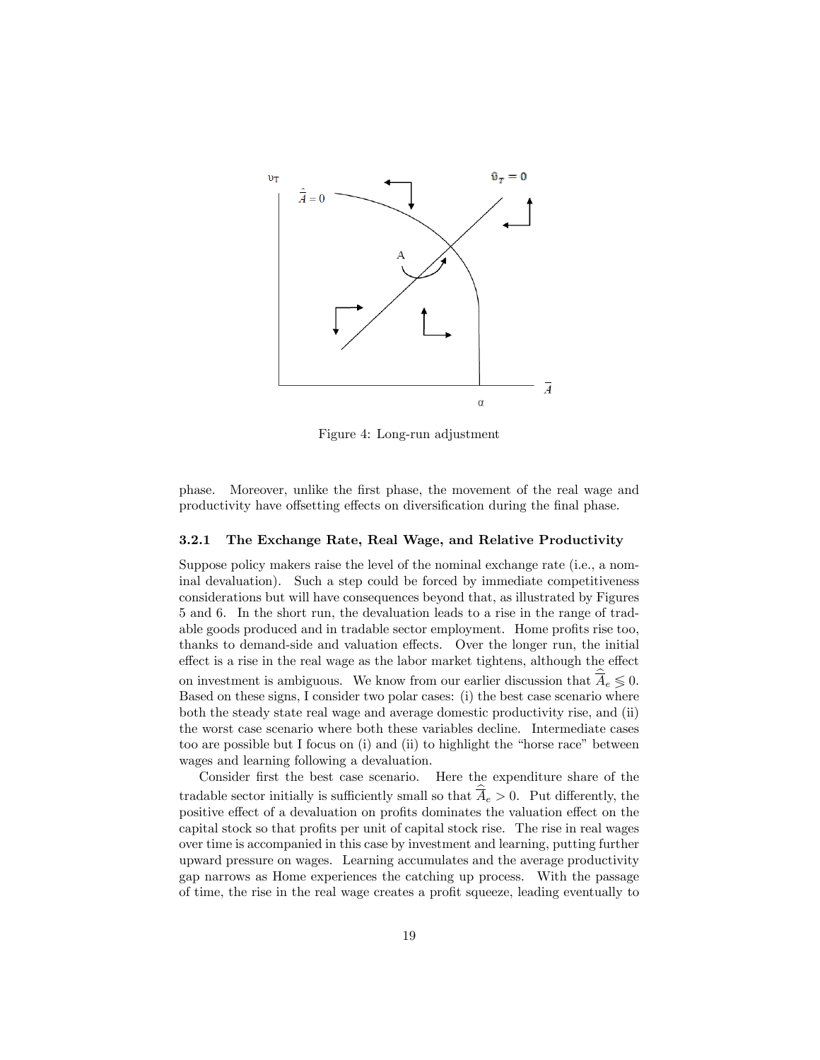Figure 4: Long-run adjustment

phase. Moreover, unlike the first phase, the movement of the real wage and productivity have offsetting effects on diversification during the final phase.

### 3.2.1 The Exchange Rate, Real Wage, and Relative Productivity

Suppose policy makers raise the level of the nominal exchange rate (i.e., a nominal devaluation). Such a step could be forced by immediate competitiveness considerations but will have consequences beyond that, as illustrated by Figures 5 and 6. In the short run, the devaluation leads to a rise in the range of tradable goods produced and in tradable sector employment. Home profits rise too, thanks to demand-side and valuation effects. Over the longer run, the initial effect is a rise in the real wage as the labor market tightens, although the effect on investment is ambiguous. We know from our earlier discussion that $\widehat{\overline{A}}_e \lessgtr 0$. Based on these signs, I consider two polar cases: (i) the best case scenario where both the steady state real wage and average domestic productivity rise, and (ii) the worst case scenario where both these variables decline. Intermediate cases too are possible but I focus on (i) and (ii) to highlight the "horse race" between wages and learning following a devaluation.

Consider first the best case scenario. Here the expenditure share of the tradable sector initially is sufficiently small so that $\widehat{\overline{A}}_e > 0$. Put differently, the positive effect of a devaluation on profits dominates the valuation effect on the capital stock so that profits per unit of capital stock rise. The rise in real wages over time is accompanied in this case by investment and learning, putting further upward pressure on wages. Learning accumulates and the average productivity gap narrows as Home experiences the catching up process. With the passage of time, the rise in the real wage creates a profit squeeze, leading eventually to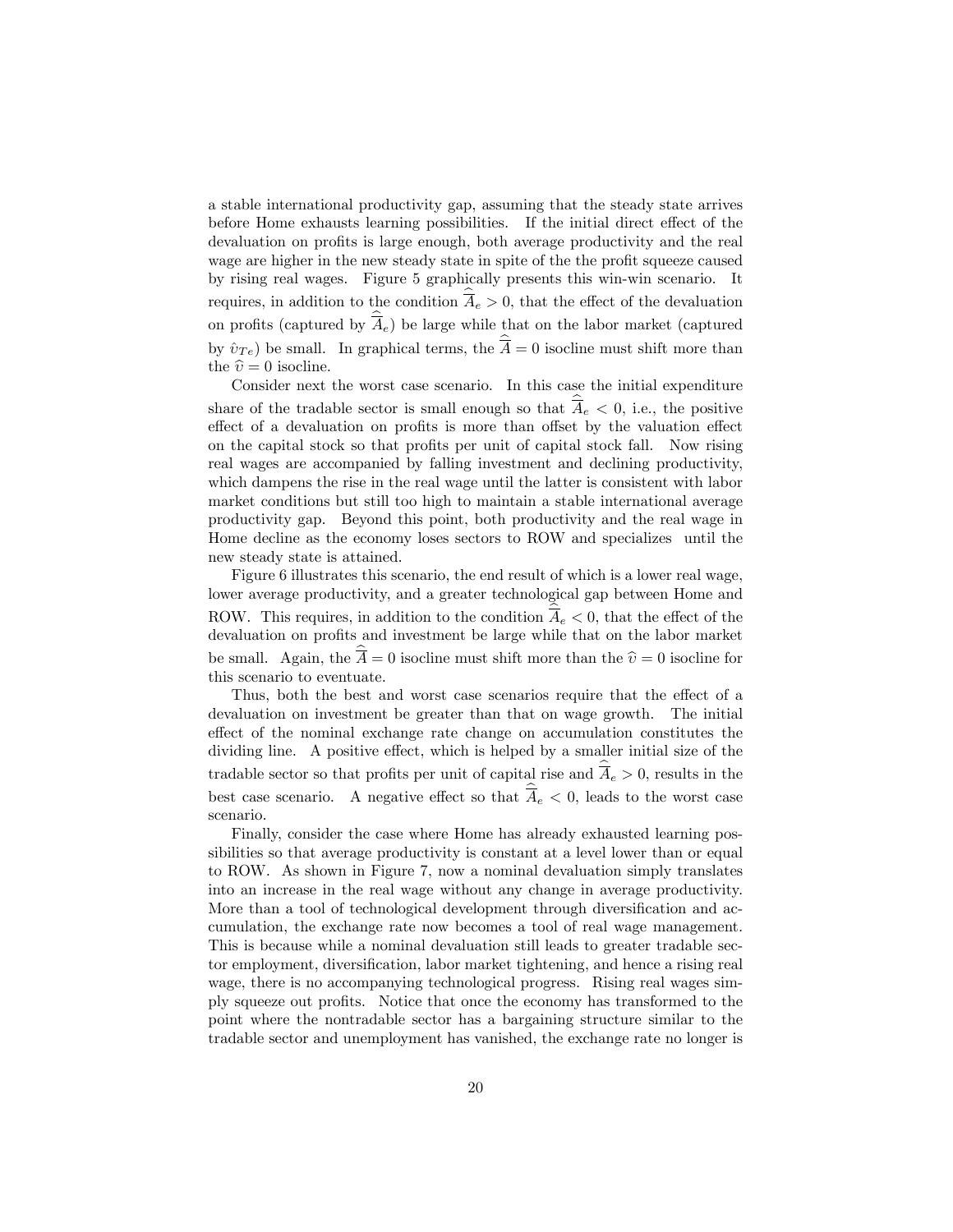a stable international productivity gap, assuming that the steady state arrives before Home exhausts learning possibilities. If the initial direct effect of the devaluation on profits is large enough, both average productivity and the real wage are higher in the new steady state in spite of the the profit squeeze caused by rising real wages. Figure 5 graphically presents this win-win scenario. It requires, in addition to the condition $\widehat{\overline{A}}_e > 0$, that the effect of the devaluation on profits (captured by $\widehat{\overline{A}}_e$) be large while that on the labor market (captured by $\hat{\upsilon}_{Te}$) be small. In graphical terms, the $\widehat{\overline{A}} = 0$ isocline must shift more than the $\widehat{\upsilon} = 0$ isocline.

Consider next the worst case scenario. In this case the initial expenditure share of the tradable sector is small enough so that $\widehat{\overline{A}}_e < 0$, i.e., the positive effect of a devaluation on profits is more than offset by the valuation effect on the capital stock so that profits per unit of capital stock fall. Now rising real wages are accompanied by falling investment and declining productivity, which dampens the rise in the real wage until the latter is consistent with labor market conditions but still too high to maintain a stable international average productivity gap. Beyond this point, both productivity and the real wage in Home decline as the economy loses sectors to ROW and specializes until the new steady state is attained.

Figure 6 illustrates this scenario, the end result of which is a lower real wage, lower average productivity, and a greater technological gap between Home and ROW. This requires, in addition to the condition $\widehat{\overline{A}}_e < 0$, that the effect of the devaluation on profits and investment be large while that on the labor market be small. Again, the $\widehat{\overline{A}} = 0$ isocline must shift more than the $\widehat{\upsilon} = 0$ isocline for this scenario to eventuate.

Thus, both the best and worst case scenarios require that the effect of a devaluation on investment be greater than that on wage growth. The initial effect of the nominal exchange rate change on accumulation constitutes the dividing line. A positive effect, which is helped by a smaller initial size of the tradable sector so that profits per unit of capital rise and $\widehat{\overline{A}}_e > 0$, results in the best case scenario. A negative effect so that $\widehat{\overline{A}}_e < 0$, leads to the worst case scenario.

Finally, consider the case where Home has already exhausted learning possibilities so that average productivity is constant at a level lower than or equal to ROW. As shown in Figure 7, now a nominal devaluation simply translates into an increase in the real wage without any change in average productivity. More than a tool of technological development through diversification and accumulation, the exchange rate now becomes a tool of real wage management. This is because while a nominal devaluation still leads to greater tradable sector employment, diversification, labor market tightening, and hence a rising real wage, there is no accompanying technological progress. Rising real wages simply squeeze out profits. Notice that once the economy has transformed to the point where the nontradable sector has a bargaining structure similar to the tradable sector and unemployment has vanished, the exchange rate no longer is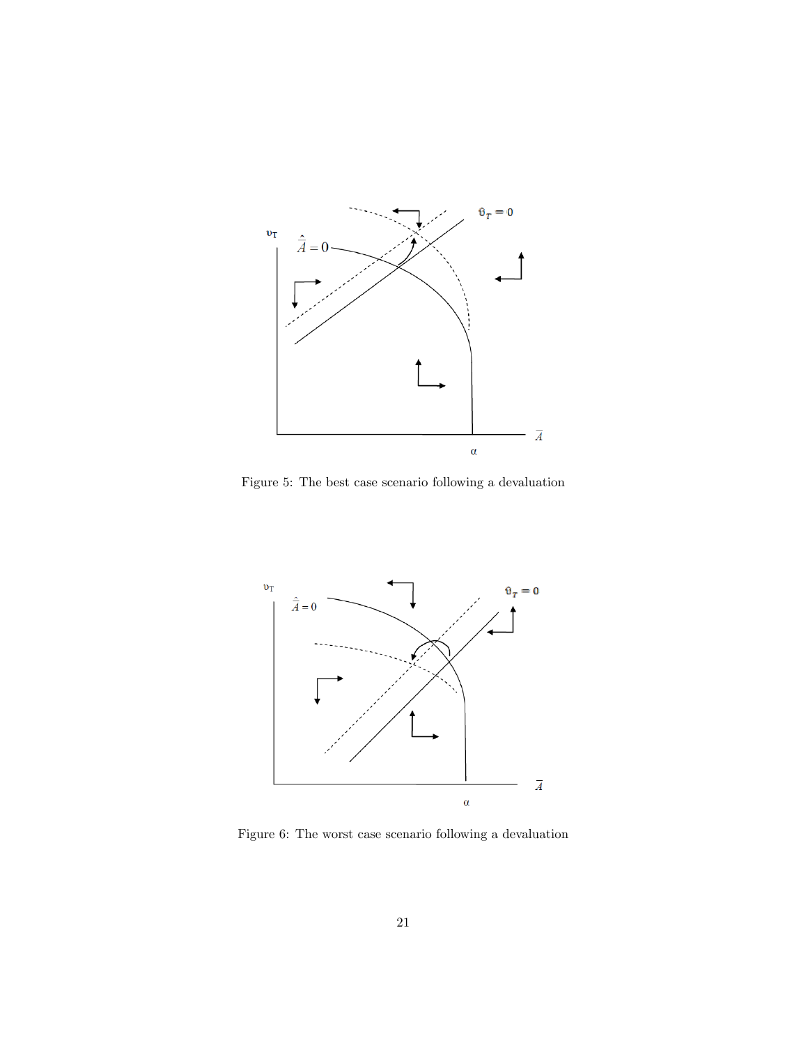Figure 5: The best case scenario following a devaluation

Figure 6: The worst case scenario following a devaluation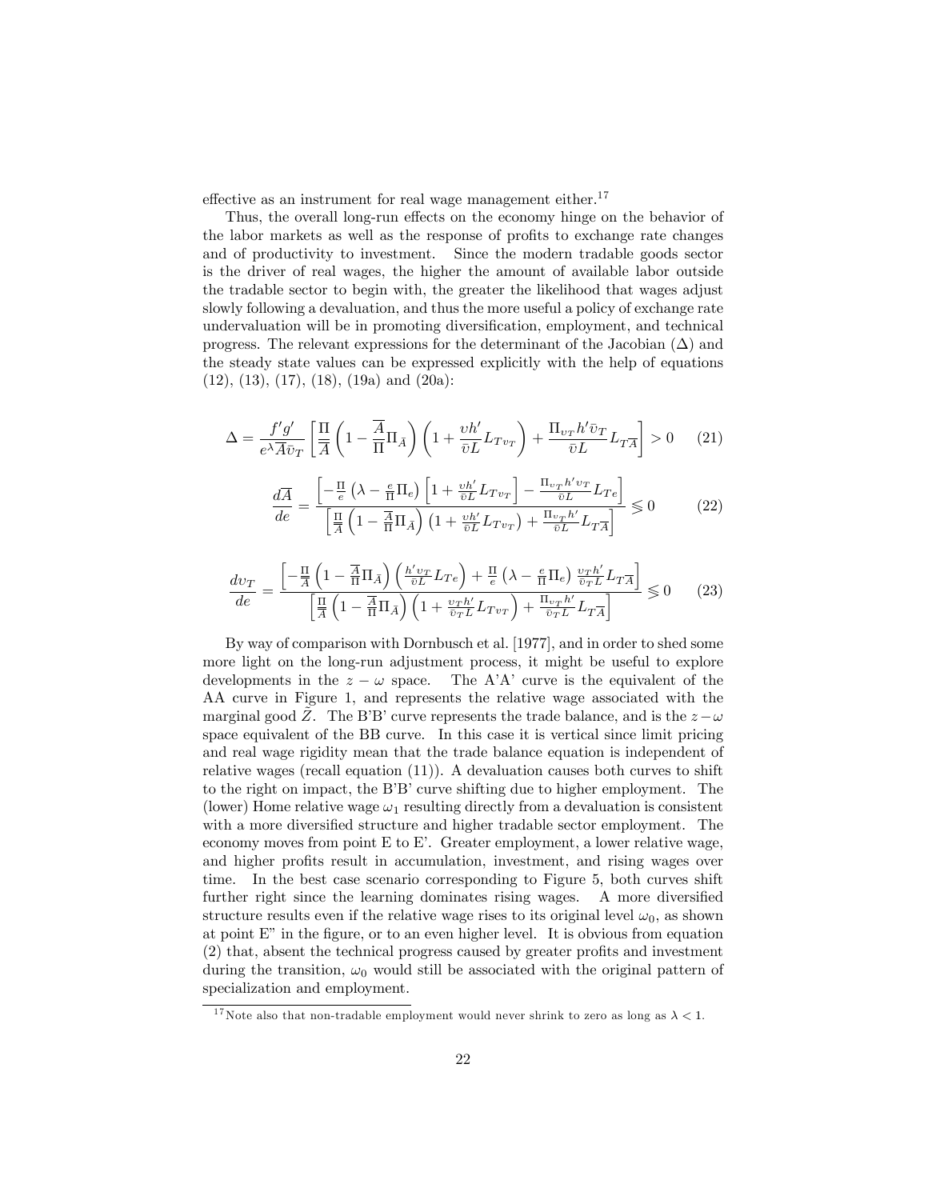effective as an instrument for real wage management either.[17]

Thus, the overall long-run effects on the economy hinge on the behavior of the labor markets as well as the response of profits to exchange rate changes and of productivity to investment. Since the modern tradable goods sector is the driver of real wages, the higher the amount of available labor outside the tradable sector to begin with, the greater the likelihood that wages adjust slowly following a devaluation, and thus the more useful a policy of exchange rate undervaluation will be in promoting diversification, employment, and technical progress. The relevant expressions for the determinant of the Jacobian ($\Delta$) and the steady state values can be expressed explicitly with the help of equations (12), (13), (17), (18), (19a) and (20a):

$$\Delta = \frac{f'g'}{e^{\lambda}\overline{A}\bar{\upsilon}_T}\left[\frac{\Pi}{\overline{A}}\left(1-\frac{\overline{A}}{\Pi}\Pi_{\bar{A}}\right)\left(1+\frac{\upsilon h'}{\bar{\upsilon}L}L_{T\upsilon_T}\right)+\frac{\Pi_{\upsilon_T}h'\bar{\upsilon}_T}{\bar{\upsilon}L}L_{T\overline{A}}\right] > 0 \qquad (21)$$

$$\frac{d\overline{A}}{de} = \frac{\left[-\frac{\Pi}{e}\left(\lambda-\frac{e}{\Pi}\Pi_e\right)\left[1+\frac{\upsilon h'}{\bar{\upsilon}L}L_{T\upsilon_T}\right]-\frac{\Pi_{\upsilon_T}h'\upsilon_T}{\bar{\upsilon}L}L_{Te}\right]}{\left[\frac{\Pi}{\overline{A}}\left(1-\frac{\overline{A}}{\Pi}\Pi_{\bar{A}}\right)\left(1+\frac{\upsilon h'}{\bar{\upsilon}L}L_{T\upsilon_T}\right)+\frac{\Pi_{\upsilon_T}h'}{\bar{\upsilon}L}L_{T\overline{A}}\right]} \lesseqgtr 0 \qquad (22)$$

$$\frac{d\upsilon_T}{de} = \frac{\left[-\frac{\Pi}{\overline{A}}\left(1-\frac{\overline{A}}{\Pi}\Pi_{\bar{A}}\right)\left(\frac{h'\upsilon_T}{\bar{\upsilon}L}L_{Te}\right)+\frac{\Pi}{e}\left(\lambda-\frac{e}{\Pi}\Pi_e\right)\frac{\upsilon_T h'}{\bar{\upsilon}_T L}L_{T\overline{A}}\right]}{\left[\frac{\Pi}{\overline{A}}\left(1-\frac{\overline{A}}{\Pi}\Pi_{\bar{A}}\right)\left(1+\frac{\upsilon_T h'}{\bar{\upsilon}_T L}L_{T\upsilon_T}\right)+\frac{\Pi_{\upsilon_T}h'}{\bar{\upsilon}_T L}L_{T\overline{A}}\right]} \lesseqgtr 0 \qquad (23)$$

By way of comparison with Dornbusch et al. [1977], and in order to shed some more light on the long-run adjustment process, it might be useful to explore developments in the $z-\omega$ space. The A'A' curve is the equivalent of the AA curve in Figure 1, and represents the relative wage associated with the marginal good $\tilde{Z}$. The B'B' curve represents the trade balance, and is the $z-\omega$ space equivalent of the BB curve. In this case it is vertical since limit pricing and real wage rigidity mean that the trade balance equation is independent of relative wages (recall equation (11)). A devaluation causes both curves to shift to the right on impact, the B'B' curve shifting due to higher employment. The (lower) Home relative wage $\omega_1$ resulting directly from a devaluation is consistent with a more diversified structure and higher tradable sector employment. The economy moves from point E to E'. Greater employment, a lower relative wage, and higher profits result in accumulation, investment, and rising wages over time. In the best case scenario corresponding to Figure 5, both curves shift further right since the learning dominates rising wages. A more diversified structure results even if the relative wage rises to its original level $\omega_0$, as shown at point E" in the figure, or to an even higher level. It is obvious from equation (2) that, absent the technical progress caused by greater profits and investment during the transition, $\omega_0$ would still be associated with the original pattern of specialization and employment.

[17] Note also that non-tradable employment would never shrink to zero as long as $\lambda < 1$.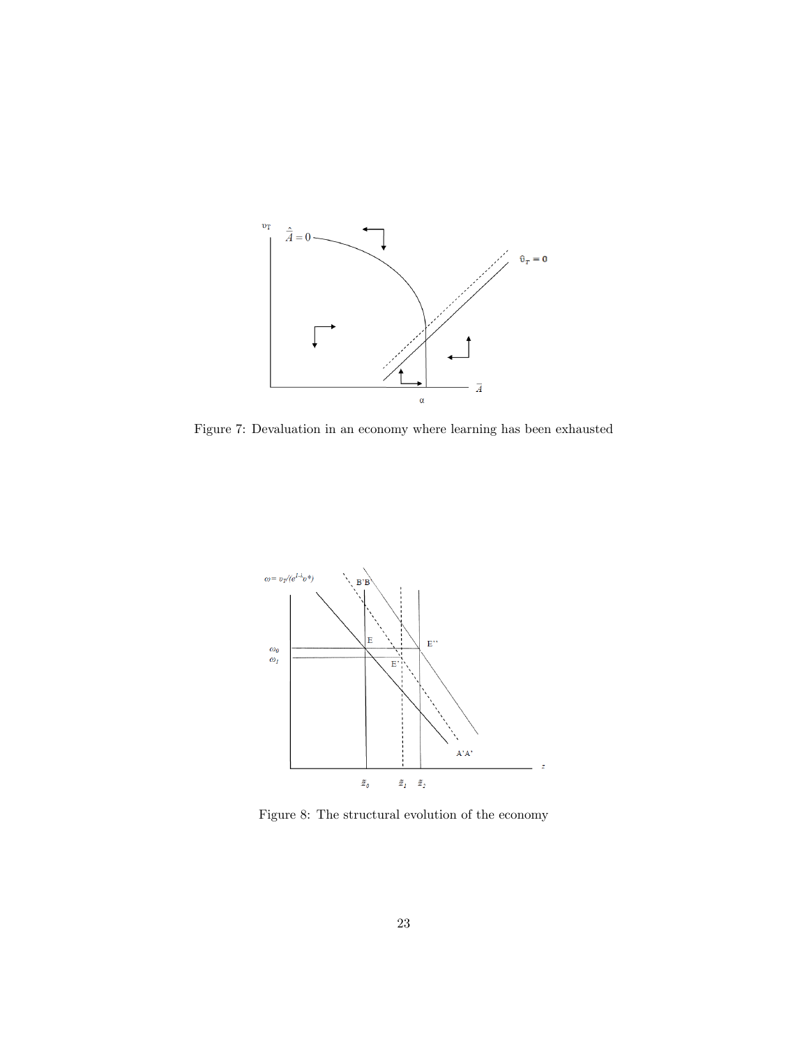Figure 7: Devaluation in an economy where learning has been exhausted

Figure 8: The structural evolution of the economy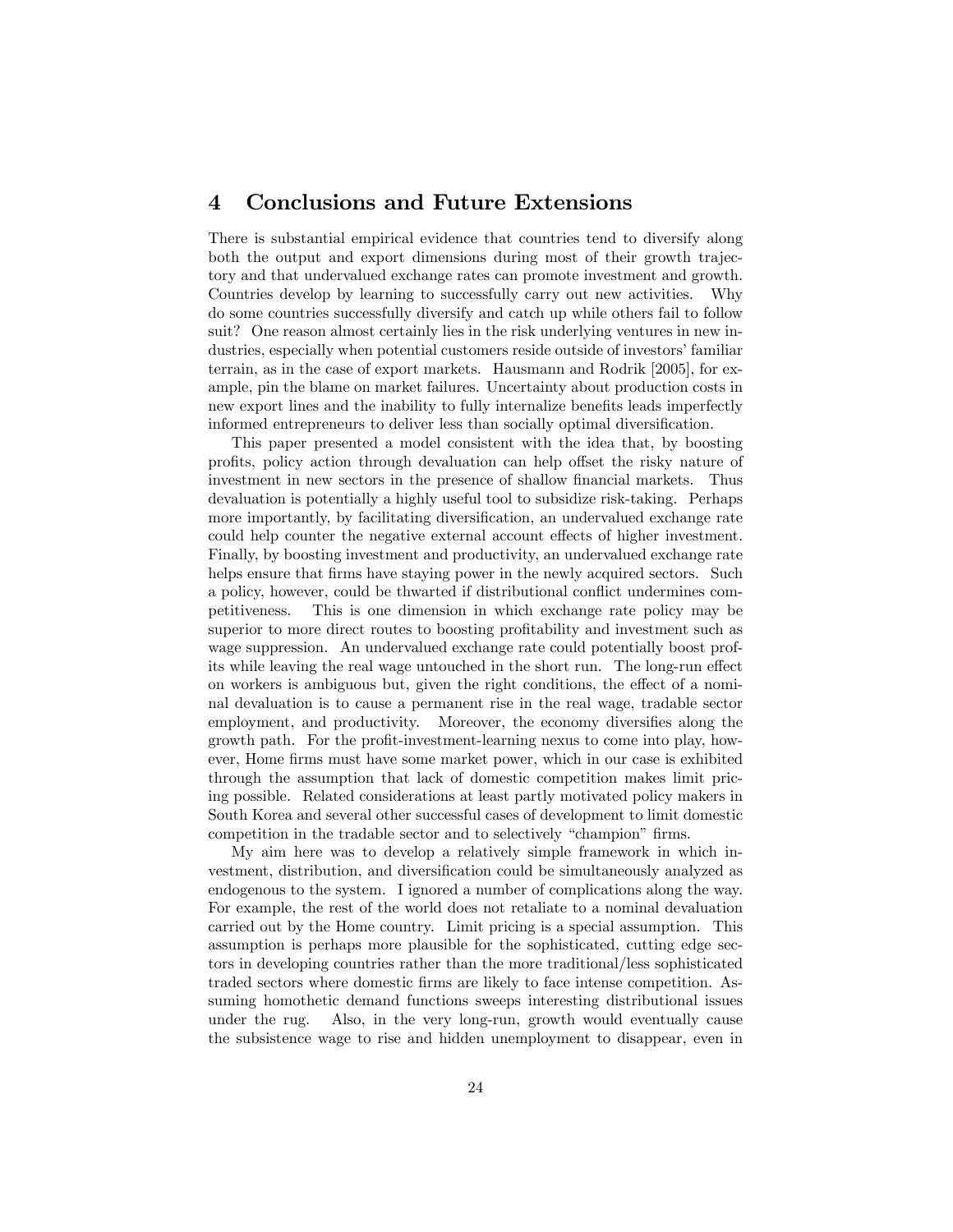## 4 Conclusions and Future Extensions

There is substantial empirical evidence that countries tend to diversify along both the output and export dimensions during most of their growth trajectory and that undervalued exchange rates can promote investment and growth. Countries develop by learning to successfully carry out new activities. Why do some countries successfully diversify and catch up while others fail to follow suit? One reason almost certainly lies in the risk underlying ventures in new industries, especially when potential customers reside outside of investors' familiar terrain, as in the case of export markets. Hausmann and Rodrik [2005], for example, pin the blame on market failures. Uncertainty about production costs in new export lines and the inability to fully internalize benefits leads imperfectly informed entrepreneurs to deliver less than socially optimal diversification.

This paper presented a model consistent with the idea that, by boosting profits, policy action through devaluation can help offset the risky nature of investment in new sectors in the presence of shallow financial markets. Thus devaluation is potentially a highly useful tool to subsidize risk-taking. Perhaps more importantly, by facilitating diversification, an undervalued exchange rate could help counter the negative external account effects of higher investment. Finally, by boosting investment and productivity, an undervalued exchange rate helps ensure that firms have staying power in the newly acquired sectors. Such a policy, however, could be thwarted if distributional conflict undermines competitiveness. This is one dimension in which exchange rate policy may be superior to more direct routes to boosting profitability and investment such as wage suppression. An undervalued exchange rate could potentially boost profits while leaving the real wage untouched in the short run. The long-run effect on workers is ambiguous but, given the right conditions, the effect of a nominal devaluation is to cause a permanent rise in the real wage, tradable sector employment, and productivity. Moreover, the economy diversifies along the growth path. For the profit-investment-learning nexus to come into play, however, Home firms must have some market power, which in our case is exhibited through the assumption that lack of domestic competition makes limit pricing possible. Related considerations at least partly motivated policy makers in South Korea and several other successful cases of development to limit domestic competition in the tradable sector and to selectively "champion" firms.

My aim here was to develop a relatively simple framework in which investment, distribution, and diversification could be simultaneously analyzed as endogenous to the system. I ignored a number of complications along the way. For example, the rest of the world does not retaliate to a nominal devaluation carried out by the Home country. Limit pricing is a special assumption. This assumption is perhaps more plausible for the sophisticated, cutting edge sectors in developing countries rather than the more traditional/less sophisticated traded sectors where domestic firms are likely to face intense competition. Assuming homothetic demand functions sweeps interesting distributional issues under the rug. Also, in the very long-run, growth would eventually cause the subsistence wage to rise and hidden unemployment to disappear, even in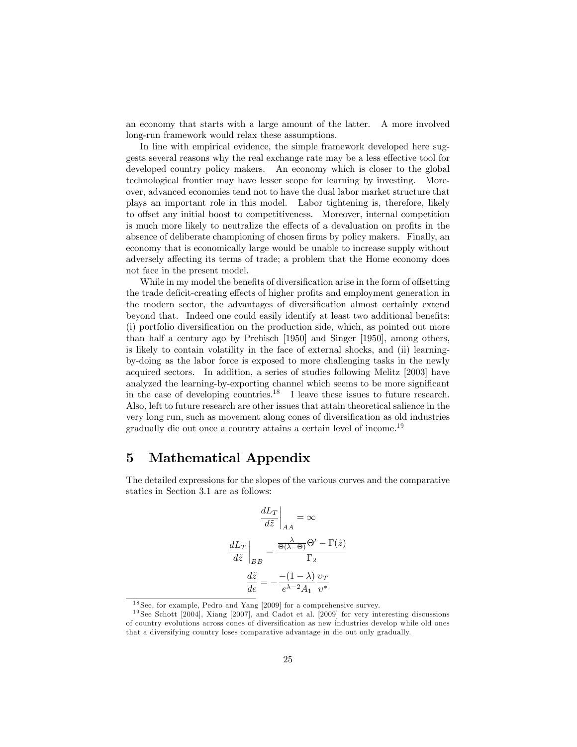an economy that starts with a large amount of the latter. A more involved long-run framework would relax these assumptions.

In line with empirical evidence, the simple framework developed here suggests several reasons why the real exchange rate may be a less effective tool for developed country policy makers. An economy which is closer to the global technological frontier may have lesser scope for learning by investing. Moreover, advanced economies tend not to have the dual labor market structure that plays an important role in this model. Labor tightening is, therefore, likely to offset any initial boost to competitiveness. Moreover, internal competition is much more likely to neutralize the effects of a devaluation on profits in the absence of deliberate championing of chosen firms by policy makers. Finally, an economy that is economically large would be unable to increase supply without adversely affecting its terms of trade; a problem that the Home economy does not face in the present model.

While in my model the benefits of diversification arise in the form of offsetting the trade deficit-creating effects of higher profits and employment generation in the modern sector, the advantages of diversification almost certainly extend beyond that. Indeed one could easily identify at least two additional benefits: (i) portfolio diversification on the production side, which, as pointed out more than half a century ago by Prebisch [1950] and Singer [1950], among others, is likely to contain volatility in the face of external shocks, and (ii) learning-by-doing as the labor force is exposed to more challenging tasks in the newly acquired sectors. In addition, a series of studies following Melitz [2003] have analyzed the learning-by-exporting channel which seems to be more significant in the case of developing countries.[18] I leave these issues to future research. Also, left to future research are other issues that attain theoretical salience in the very long run, such as movement along cones of diversification as old industries gradually die out once a country attains a certain level of income.[19]

# 5 Mathematical Appendix

The detailed expressions for the slopes of the various curves and the comparative statics in Section 3.1 are as follows:

$$\left.\frac{dL_T}{d\tilde{z}}\right|_{AA} = \infty$$

$$\left.\frac{dL_T}{d\tilde{z}}\right|_{BB} = \frac{\frac{\lambda}{\Theta(\lambda-\Theta)}\Theta' - \Gamma(\tilde{z})}{\Gamma_2}$$

$$\frac{d\tilde{z}}{de} = -\frac{-(1-\lambda)}{e^{\lambda-2}A_1}\frac{\upsilon_T}{\upsilon^*}$$

[18] See, for example, Pedro and Yang [2009] for a comprehensive survey.

[19] See Schott [2004], Xiang [2007], and Cadot et al. [2009] for very interesting discussions of country evolutions across cones of diversification as new industries develop while old ones that a diversifying country loses comparative advantage in die out only gradually.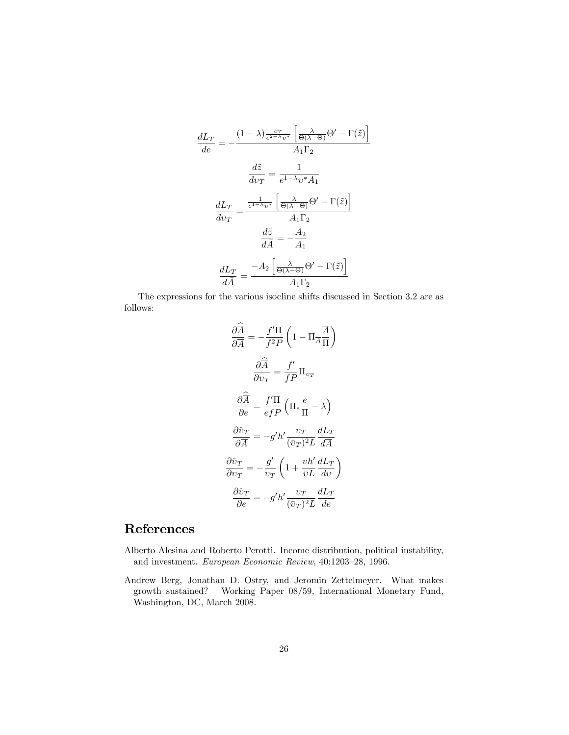$$\frac{dL_T}{de} = -\frac{(1-\lambda)\frac{\upsilon_T}{e^{2-\lambda}\upsilon^*}\left[\frac{\lambda}{\Theta(\lambda-\Theta)}\Theta' - \Gamma(\tilde{z})\right]}{A_1\Gamma_2}$$

$$\frac{d\tilde{z}}{d\upsilon_T} = \frac{1}{e^{1-\lambda}\upsilon^* A_1}$$

$$\frac{dL_T}{d\upsilon_T} = \frac{\frac{1}{e^{1-\lambda}\upsilon^*}\left[\frac{\lambda}{\Theta(\lambda-\Theta)}\Theta' - \Gamma(\tilde{z})\right]}{A_1\Gamma_2}$$

$$\frac{d\tilde{z}}{d\bar{A}} = -\frac{A_2}{A_1}$$

$$\frac{dL_T}{d\bar{A}} = \frac{-A_2\left[\frac{\lambda}{\Theta(\lambda-\Theta)}\Theta' - \Gamma(\tilde{z})\right]}{A_1\Gamma_2}$$

The expressions for the various isocline shifts discussed in Section 3.2 are as follows:

$$\frac{\partial\widehat{\overline{A}}}{\partial\overline{A}} = -\frac{f'\Pi}{f^2 P}\left(1 - \Pi_{\overline{A}}\frac{\overline{A}}{\Pi}\right)$$

$$\frac{\partial\widehat{\overline{A}}}{\partial\upsilon_T} = \frac{f'}{fP}\Pi_{\upsilon_T}$$

$$\frac{\partial\widehat{\overline{A}}}{\partial e} = \frac{f'\Pi}{efP}\left(\Pi_e\frac{e}{\Pi} - \lambda\right)$$

$$\frac{\partial\hat{\upsilon}_T}{\partial\overline{A}} = -g'h'\frac{\upsilon_T}{(\bar{\upsilon}_T)^2 L}\frac{dL_T}{d\overline{A}}$$

$$\frac{\partial\hat{\upsilon}_T}{\partial\upsilon_T} = -\frac{g'}{\upsilon_T}\left(1 + \frac{\upsilon h'}{\bar{\upsilon}L}\frac{dL_T}{d\upsilon}\right)$$

$$\frac{\partial\hat{\upsilon}_T}{\partial e} = -g'h'\frac{\upsilon_T}{(\bar{\upsilon}_T)^2 L}\frac{dL_T}{de}$$

# References

Alberto Alesina and Roberto Perotti. Income distribution, political instability, and investment. *European Economic Review*, 40:1203–28, 1996.

Andrew Berg, Jonathan D. Ostry, and Jeromin Zettelmeyer. What makes growth sustained? Working Paper 08/59, International Monetary Fund, Washington, DC, March 2008.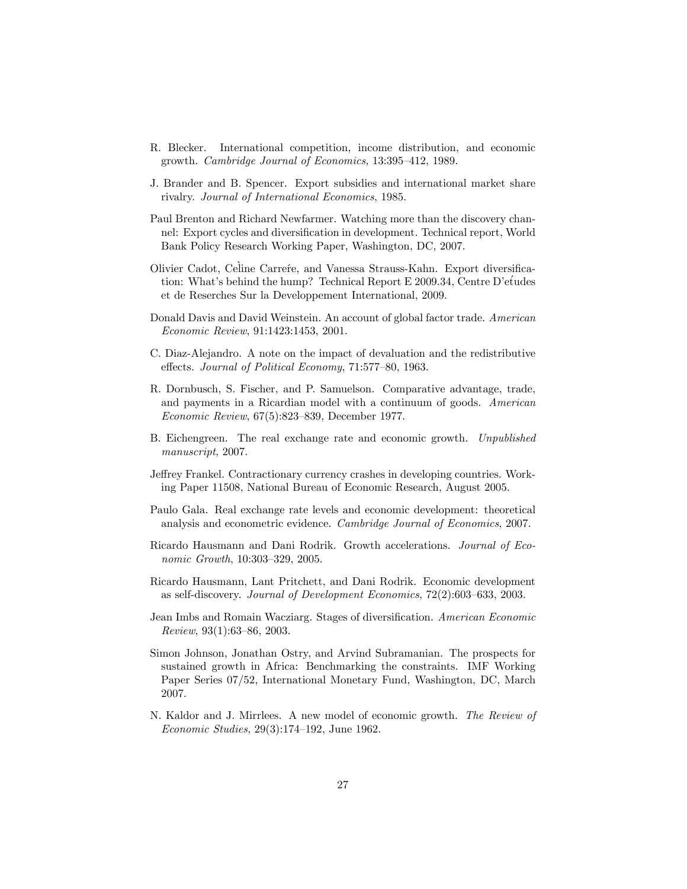R. Blecker. International competition, income distribution, and economic growth. *Cambridge Journal of Economics*, 13:395–412, 1989.

J. Brander and B. Spencer. Export subsidies and international market share rivalry. *Journal of International Economics*, 1985.

Paul Brenton and Richard Newfarmer. Watching more than the discovery channel: Export cycles and diversification in development. Technical report, World Bank Policy Research Working Paper, Washington, DC, 2007.

Olivier Cadot, Celine Carrefe, and Vanessa Strauss-Kahn. Export diversification: What's behind the hump? Technical Report E 2009.34, Centre D'etudes et de Reserches Sur la Developpement International, 2009.

Donald Davis and David Weinstein. An account of global factor trade. *American Economic Review*, 91:1423:1453, 2001.

C. Diaz-Alejandro. A note on the impact of devaluation and the redistributive effects. *Journal of Political Economy*, 71:577–80, 1963.

R. Dornbusch, S. Fischer, and P. Samuelson. Comparative advantage, trade, and payments in a Ricardian model with a continuum of goods. *American Economic Review*, 67(5):823–839, December 1977.

B. Eichengreen. The real exchange rate and economic growth. *Unpublished manuscript*, 2007.

Jeffrey Frankel. Contractionary currency crashes in developing countries. Working Paper 11508, National Bureau of Economic Research, August 2005.

Paulo Gala. Real exchange rate levels and economic development: theoretical analysis and econometric evidence. *Cambridge Journal of Economics*, 2007.

Ricardo Hausmann and Dani Rodrik. Growth accelerations. *Journal of Economic Growth*, 10:303–329, 2005.

Ricardo Hausmann, Lant Pritchett, and Dani Rodrik. Economic development as self-discovery. *Journal of Development Economics*, 72(2):603–633, 2003.

Jean Imbs and Romain Wacziarg. Stages of diversification. *American Economic Review*, 93(1):63–86, 2003.

Simon Johnson, Jonathan Ostry, and Arvind Subramanian. The prospects for sustained growth in Africa: Benchmarking the constraints. IMF Working Paper Series 07/52, International Monetary Fund, Washington, DC, March 2007.

N. Kaldor and J. Mirrlees. A new model of economic growth. *The Review of Economic Studies*, 29(3):174–192, June 1962.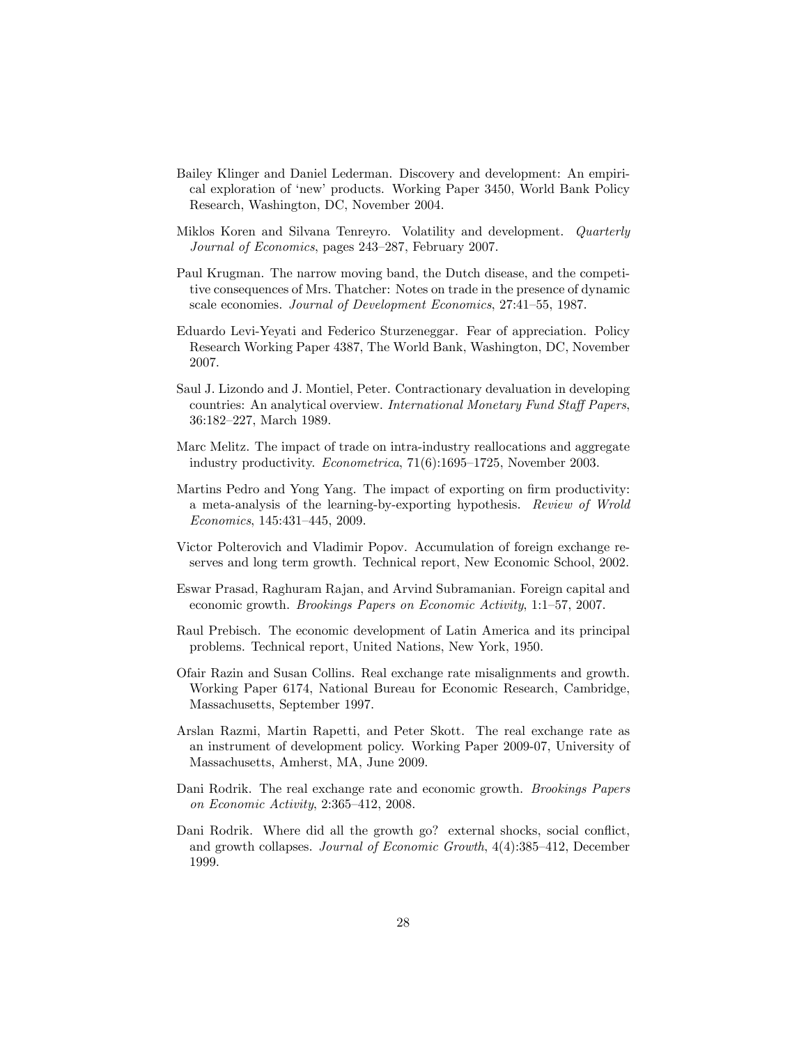Bailey Klinger and Daniel Lederman. Discovery and development: An empirical exploration of 'new' products. Working Paper 3450, World Bank Policy Research, Washington, DC, November 2004.

Miklos Koren and Silvana Tenreyro. Volatility and development. *Quarterly Journal of Economics*, pages 243–287, February 2007.

Paul Krugman. The narrow moving band, the Dutch disease, and the competitive consequences of Mrs. Thatcher: Notes on trade in the presence of dynamic scale economies. *Journal of Development Economics*, 27:41–55, 1987.

Eduardo Levi-Yeyati and Federico Sturzeneggar. Fear of appreciation. Policy Research Working Paper 4387, The World Bank, Washington, DC, November 2007.

Saul J. Lizondo and J. Montiel, Peter. Contractionary devaluation in developing countries: An analytical overview. *International Monetary Fund Staff Papers*, 36:182–227, March 1989.

Marc Melitz. The impact of trade on intra-industry reallocations and aggregate industry productivity. *Econometrica*, 71(6):1695–1725, November 2003.

Martins Pedro and Yong Yang. The impact of exporting on firm productivity: a meta-analysis of the learning-by-exporting hypothesis. *Review of Wrold Economics*, 145:431–445, 2009.

Victor Polterovich and Vladimir Popov. Accumulation of foreign exchange reserves and long term growth. Technical report, New Economic School, 2002.

Eswar Prasad, Raghuram Rajan, and Arvind Subramanian. Foreign capital and economic growth. *Brookings Papers on Economic Activity*, 1:1–57, 2007.

Raul Prebisch. The economic development of Latin America and its principal problems. Technical report, United Nations, New York, 1950.

Ofair Razin and Susan Collins. Real exchange rate misalignments and growth. Working Paper 6174, National Bureau for Economic Research, Cambridge, Massachusetts, September 1997.

Arslan Razmi, Martin Rapetti, and Peter Skott. The real exchange rate as an instrument of development policy. Working Paper 2009-07, University of Massachusetts, Amherst, MA, June 2009.

Dani Rodrik. The real exchange rate and economic growth. *Brookings Papers on Economic Activity*, 2:365–412, 2008.

Dani Rodrik. Where did all the growth go? external shocks, social conflict, and growth collapses. *Journal of Economic Growth*, 4(4):385–412, December 1999.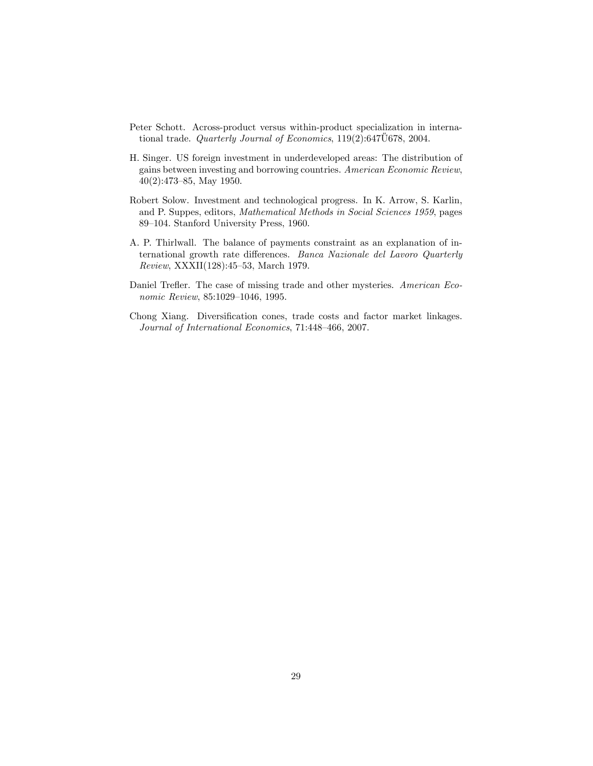Peter Schott. Across-product versus within-product specialization in international trade. *Quarterly Journal of Economics*, 119(2):647Ű678, 2004.

H. Singer. US foreign investment in underdeveloped areas: The distribution of gains between investing and borrowing countries. *American Economic Review*, 40(2):473–85, May 1950.

Robert Solow. Investment and technological progress. In K. Arrow, S. Karlin, and P. Suppes, editors, *Mathematical Methods in Social Sciences 1959*, pages 89–104. Stanford University Press, 1960.

A. P. Thirlwall. The balance of payments constraint as an explanation of international growth rate differences. *Banca Nazionale del Lavoro Quarterly Review*, XXXII(128):45–53, March 1979.

Daniel Trefler. The case of missing trade and other mysteries. *American Economic Review*, 85:1029–1046, 1995.

Chong Xiang. Diversification cones, trade costs and factor market linkages. *Journal of International Economics*, 71:448–466, 2007.